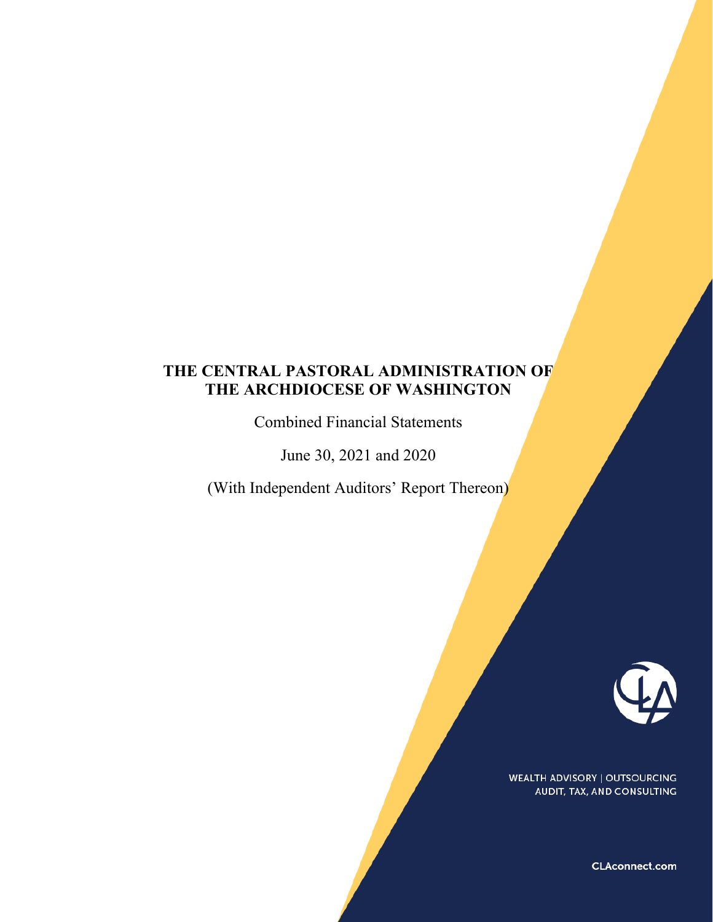# THE CENTRAL PASTORAL ADMINISTRATION OF THE ARCHDIOCESE OF WASHINGTON

Combined Financial Statements

June 30, 2021 and 2020

(With Independent Auditors' Report Thereon)

WEALTH ADVISORY | OUTSOURCING
AUDIT, TAX, AND CONSULTING

CLAconnect.com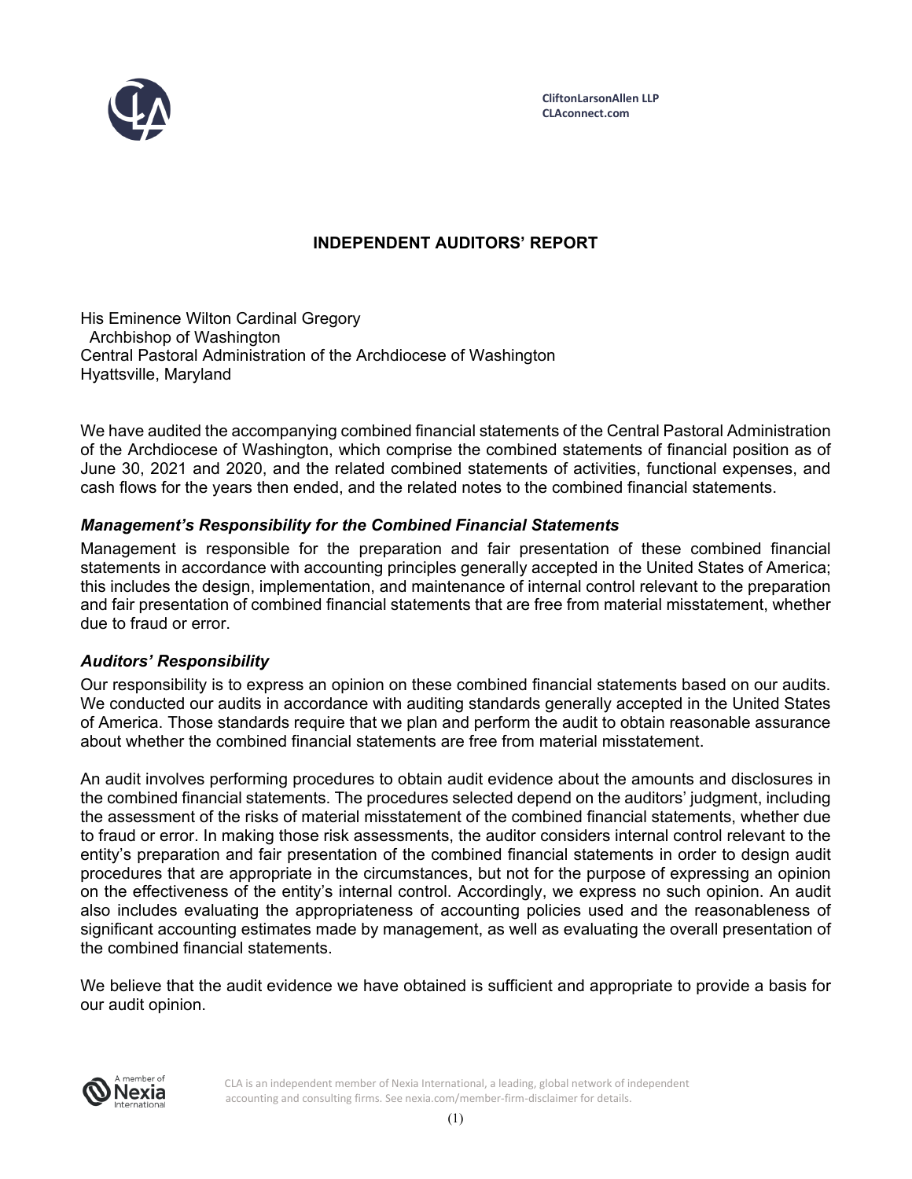CliftonLarsonAllen LLP
CLAconnect.com

## INDEPENDENT AUDITORS' REPORT

His Eminence Wilton Cardinal Gregory
Archbishop of Washington
Central Pastoral Administration of the Archdiocese of Washington
Hyattsville, Maryland

We have audited the accompanying combined financial statements of the Central Pastoral Administration of the Archdiocese of Washington, which comprise the combined statements of financial position as of June 30, 2021 and 2020, and the related combined statements of activities, functional expenses, and cash flows for the years then ended, and the related notes to the combined financial statements.

### *Management's Responsibility for the Combined Financial Statements*

Management is responsible for the preparation and fair presentation of these combined financial statements in accordance with accounting principles generally accepted in the United States of America; this includes the design, implementation, and maintenance of internal control relevant to the preparation and fair presentation of combined financial statements that are free from material misstatement, whether due to fraud or error.

### *Auditors' Responsibility*

Our responsibility is to express an opinion on these combined financial statements based on our audits. We conducted our audits in accordance with auditing standards generally accepted in the United States of America. Those standards require that we plan and perform the audit to obtain reasonable assurance about whether the combined financial statements are free from material misstatement.

An audit involves performing procedures to obtain audit evidence about the amounts and disclosures in the combined financial statements. The procedures selected depend on the auditors' judgment, including the assessment of the risks of material misstatement of the combined financial statements, whether due to fraud or error. In making those risk assessments, the auditor considers internal control relevant to the entity's preparation and fair presentation of the combined financial statements in order to design audit procedures that are appropriate in the circumstances, but not for the purpose of expressing an opinion on the effectiveness of the entity's internal control. Accordingly, we express no such opinion. An audit also includes evaluating the appropriateness of accounting policies used and the reasonableness of significant accounting estimates made by management, as well as evaluating the overall presentation of the combined financial statements.

We believe that the audit evidence we have obtained is sufficient and appropriate to provide a basis for our audit opinion.

A member of Nexia International

CLA is an independent member of Nexia International, a leading, global network of independent accounting and consulting firms. See nexia.com/member-firm-disclaimer for details.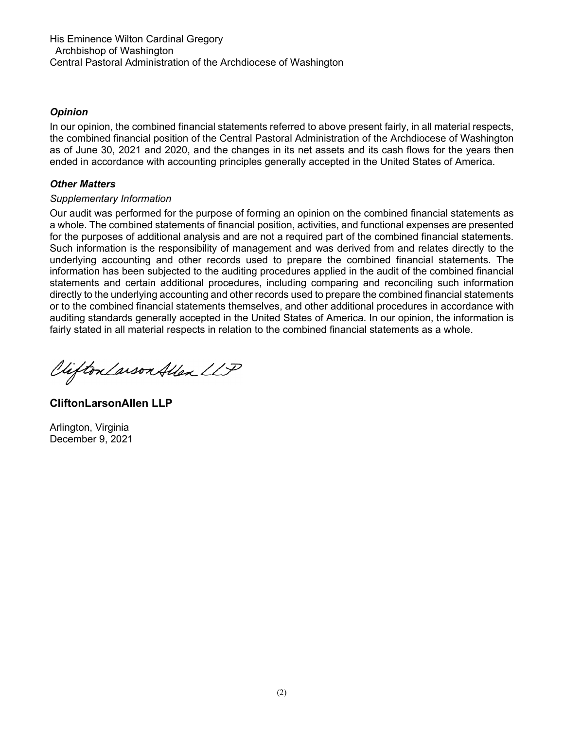His Eminence Wilton Cardinal Gregory
Archbishop of Washington
Central Pastoral Administration of the Archdiocese of Washington

***Opinion***

In our opinion, the combined financial statements referred to above present fairly, in all material respects, the combined financial position of the Central Pastoral Administration of the Archdiocese of Washington as of June 30, 2021 and 2020, and the changes in its net assets and its cash flows for the years then ended in accordance with accounting principles generally accepted in the United States of America.

***Other Matters***

*Supplementary Information*

Our audit was performed for the purpose of forming an opinion on the combined financial statements as a whole. The combined statements of financial position, activities, and functional expenses are presented for the purposes of additional analysis and are not a required part of the combined financial statements. Such information is the responsibility of management and was derived from and relates directly to the underlying accounting and other records used to prepare the combined financial statements. The information has been subjected to the auditing procedures applied in the audit of the combined financial statements and certain additional procedures, including comparing and reconciling such information directly to the underlying accounting and other records used to prepare the combined financial statements or to the combined financial statements themselves, and other additional procedures in accordance with auditing standards generally accepted in the United States of America. In our opinion, the information is fairly stated in all material respects in relation to the combined financial statements as a whole.

CliftonLarsonAllen LLP

**CliftonLarsonAllen LLP**

Arlington, Virginia
December 9, 2021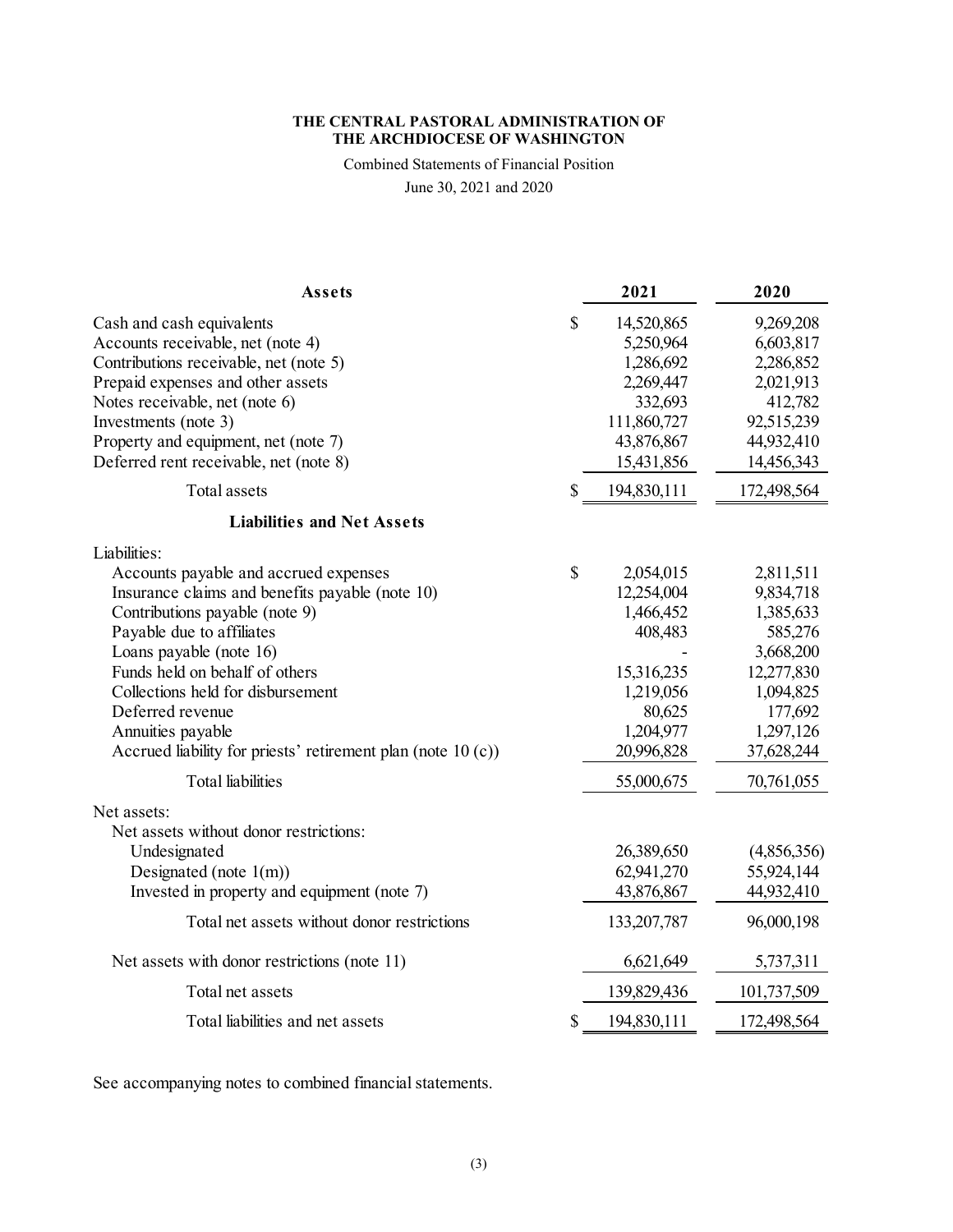**THE CENTRAL PASTORAL ADMINISTRATION OF THE ARCHDIOCESE OF WASHINGTON**

Combined Statements of Financial Position

June 30, 2021 and 2020

| **Assets** | | **2021** | **2020** |
|---|---|---|---|
| Cash and cash equivalents | $ | 14,520,865 | 9,269,208 |
| Accounts receivable, net (note 4) | | 5,250,964 | 6,603,817 |
| Contributions receivable, net (note 5) | | 1,286,692 | 2,286,852 |
| Prepaid expenses and other assets | | 2,269,447 | 2,021,913 |
| Notes receivable, net (note 6) | | 332,693 | 412,782 |
| Investments (note 3) | | 111,860,727 | 92,515,239 |
| Property and equipment, net (note 7) | | 43,876,867 | 44,932,410 |
| Deferred rent receivable, net (note 8) | | 15,431,856 | 14,456,343 |
| Total assets | $ | 194,830,111 | 172,498,564 |
| **Liabilities and Net Assets** | | | |
| Liabilities: | | | |
| Accounts payable and accrued expenses | $ | 2,054,015 | 2,811,511 |
| Insurance claims and benefits payable (note 10) | | 12,254,004 | 9,834,718 |
| Contributions payable (note 9) | | 1,466,452 | 1,385,633 |
| Payable due to affiliates | | 408,483 | 585,276 |
| Loans payable (note 16) | | - | 3,668,200 |
| Funds held on behalf of others | | 15,316,235 | 12,277,830 |
| Collections held for disbursement | | 1,219,056 | 1,094,825 |
| Deferred revenue | | 80,625 | 177,692 |
| Annuities payable | | 1,204,977 | 1,297,126 |
| Accrued liability for priests' retirement plan (note 10 (c)) | | 20,996,828 | 37,628,244 |
| Total liabilities | | 55,000,675 | 70,761,055 |
| Net assets: | | | |
| Net assets without donor restrictions: | | | |
| Undesignated | | 26,389,650 | (4,856,356) |
| Designated (note 1(m)) | | 62,941,270 | 55,924,144 |
| Invested in property and equipment (note 7) | | 43,876,867 | 44,932,410 |
| Total net assets without donor restrictions | | 133,207,787 | 96,000,198 |
| Net assets with donor restrictions (note 11) | | 6,621,649 | 5,737,311 |
| Total net assets | | 139,829,436 | 101,737,509 |
| Total liabilities and net assets | $ | 194,830,111 | 172,498,564 |

See accompanying notes to combined financial statements.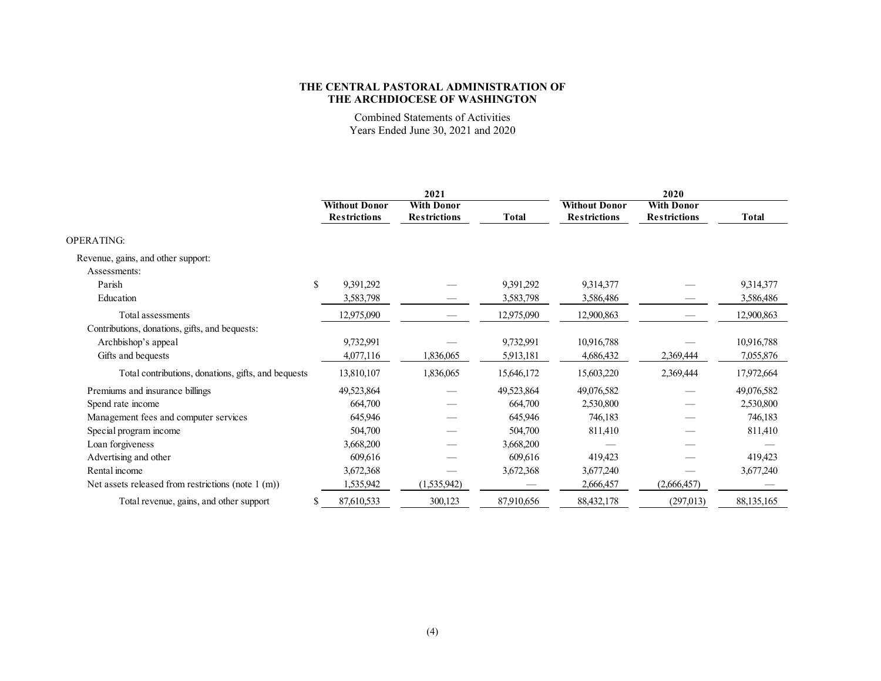# THE CENTRAL PASTORAL ADMINISTRATION OF THE ARCHDIOCESE OF WASHINGTON

Combined Statements of Activities

Years Ended June 30, 2021 and 2020

| | 2021 | | | 2020 | | |
|---|---|---|---|---|---|---|
| | Without Donor Restrictions | With Donor Restrictions | Total | Without Donor Restrictions | With Donor Restrictions | Total |
| OPERATING: | | | | | | |
| Revenue, gains, and other support: | | | | | | |
| Assessments: | | | | | | |
| Parish | $ 9,391,292 | — | 9,391,292 | 9,314,377 | — | 9,314,377 |
| Education | 3,583,798 | — | 3,583,798 | 3,586,486 | — | 3,586,486 |
| Total assessments | 12,975,090 | — | 12,975,090 | 12,900,863 | — | 12,900,863 |
| Contributions, donations, gifts, and bequests: | | | | | | |
| Archbishop's appeal | 9,732,991 | — | 9,732,991 | 10,916,788 | — | 10,916,788 |
| Gifts and bequests | 4,077,116 | 1,836,065 | 5,913,181 | 4,686,432 | 2,369,444 | 7,055,876 |
| Total contributions, donations, gifts, and bequests | 13,810,107 | 1,836,065 | 15,646,172 | 15,603,220 | 2,369,444 | 17,972,664 |
| Premiums and insurance billings | 49,523,864 | — | 49,523,864 | 49,076,582 | — | 49,076,582 |
| Spend rate income | 664,700 | — | 664,700 | 2,530,800 | — | 2,530,800 |
| Management fees and computer services | 645,946 | — | 645,946 | 746,183 | — | 746,183 |
| Special program income | 504,700 | — | 504,700 | 811,410 | — | 811,410 |
| Loan forgiveness | 3,668,200 | — | 3,668,200 | — | — | — |
| Advertising and other | 609,616 | — | 609,616 | 419,423 | — | 419,423 |
| Rental income | 3,672,368 | — | 3,672,368 | 3,677,240 | — | 3,677,240 |
| Net assets released from restrictions (note 1 (m)) | 1,535,942 | (1,535,942) | — | 2,666,457 | (2,666,457) | — |
| Total revenue, gains, and other support | $ 87,610,533 | 300,123 | 87,910,656 | 88,432,178 | (297,013) | 88,135,165 |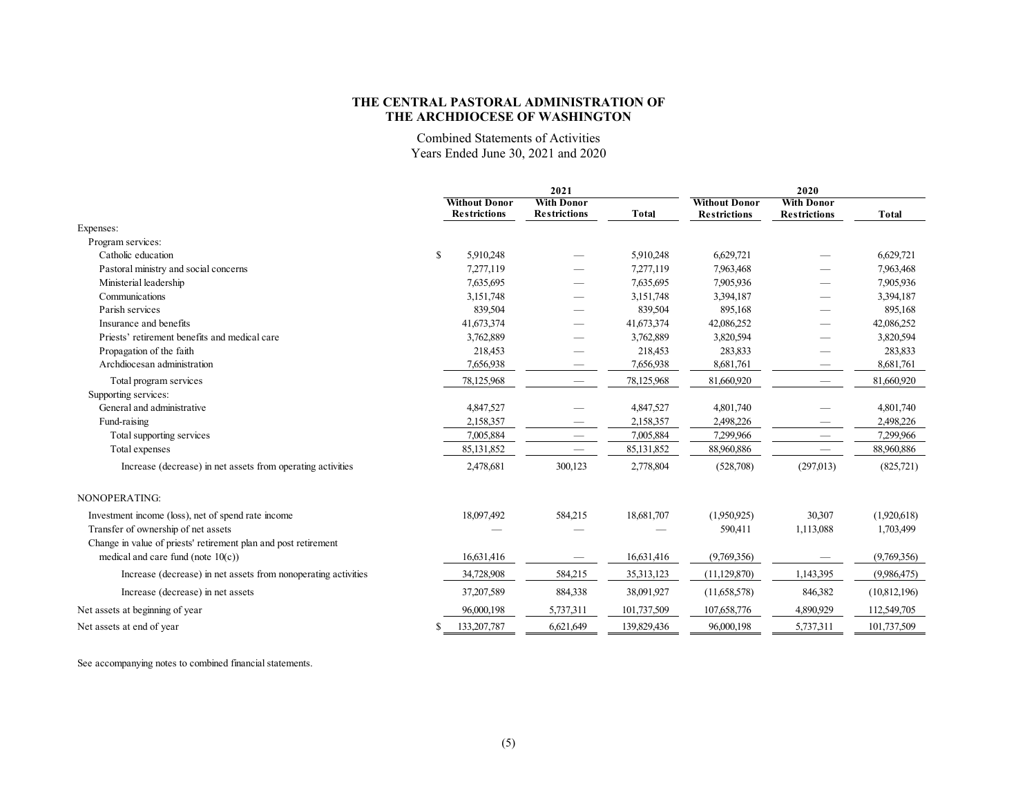**THE CENTRAL PASTORAL ADMINISTRATION OF THE ARCHDIOCESE OF WASHINGTON**

Combined Statements of Activities
Years Ended June 30, 2021 and 2020

| | 2021 | | | 2020 | | |
|---|---|---|---|---|---|---|
| | Without Donor Restrictions | With Donor Restrictions | Total | Without Donor Restrictions | With Donor Restrictions | Total |
| Expenses: | | | | | | |
| Program services: | | | | | | |
| Catholic education | $ 5,910,248 | — | 5,910,248 | 6,629,721 | — | 6,629,721 |
| Pastoral ministry and social concerns | 7,277,119 | — | 7,277,119 | 7,963,468 | — | 7,963,468 |
| Ministerial leadership | 7,635,695 | — | 7,635,695 | 7,905,936 | — | 7,905,936 |
| Communications | 3,151,748 | — | 3,151,748 | 3,394,187 | — | 3,394,187 |
| Parish services | 839,504 | — | 839,504 | 895,168 | — | 895,168 |
| Insurance and benefits | 41,673,374 | — | 41,673,374 | 42,086,252 | — | 42,086,252 |
| Priests' retirement benefits and medical care | 3,762,889 | — | 3,762,889 | 3,820,594 | — | 3,820,594 |
| Propagation of the faith | 218,453 | — | 218,453 | 283,833 | — | 283,833 |
| Archdiocesan administration | 7,656,938 | — | 7,656,938 | 8,681,761 | — | 8,681,761 |
| Total program services | 78,125,968 | — | 78,125,968 | 81,660,920 | — | 81,660,920 |
| Supporting services: | | | | | | |
| General and administrative | 4,847,527 | — | 4,847,527 | 4,801,740 | — | 4,801,740 |
| Fund-raising | 2,158,357 | — | 2,158,357 | 2,498,226 | — | 2,498,226 |
| Total supporting services | 7,005,884 | — | 7,005,884 | 7,299,966 | — | 7,299,966 |
| Total expenses | 85,131,852 | — | 85,131,852 | 88,960,886 | — | 88,960,886 |
| Increase (decrease) in net assets from operating activities | 2,478,681 | 300,123 | 2,778,804 | (528,708) | (297,013) | (825,721) |
| NONOPERATING: | | | | | | |
| Investment income (loss), net of spend rate income | 18,097,492 | 584,215 | 18,681,707 | (1,950,925) | 30,307 | (1,920,618) |
| Transfer of ownership of net assets | — | — | — | 590,411 | 1,113,088 | 1,703,499 |
| Change in value of priests' retirement plan and post retirement medical and care fund (note 10(c)) | 16,631,416 | — | 16,631,416 | (9,769,356) | — | (9,769,356) |
| Increase (decrease) in net assets from nonoperating activities | 34,728,908 | 584,215 | 35,313,123 | (11,129,870) | 1,143,395 | (9,986,475) |
| Increase (decrease) in net assets | 37,207,589 | 884,338 | 38,091,927 | (11,658,578) | 846,382 | (10,812,196) |
| Net assets at beginning of year | 96,000,198 | 5,737,311 | 101,737,509 | 107,658,776 | 4,890,929 | 112,549,705 |
| Net assets at end of year | $ 133,207,787 | 6,621,649 | 139,829,436 | 96,000,198 | 5,737,311 | 101,737,509 |

See accompanying notes to combined financial statements.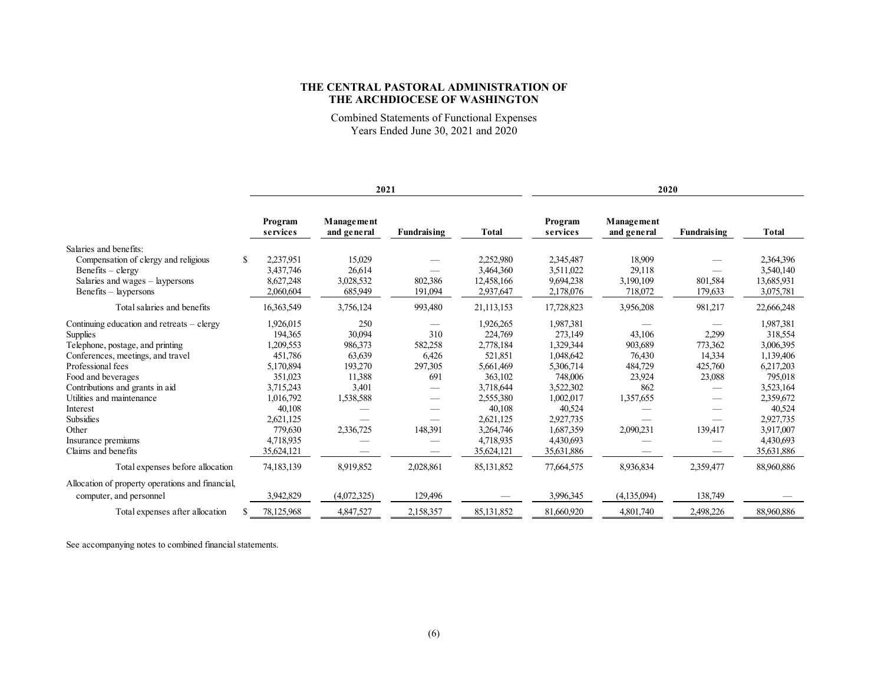**THE CENTRAL PASTORAL ADMINISTRATION OF**
**THE ARCHDIOCESE OF WASHINGTON**

Combined Statements of Functional Expenses
Years Ended June 30, 2021 and 2020

| | 2021 | | | | 2020 | | | |
|---|---|---|---|---|---|---|---|---|
| | Program services | Management and general | Fundraising | Total | Program services | Management and general | Fundraising | Total |
| Salaries and benefits: | | | | | | | | |
| Compensation of clergy and religious | $ 2,237,951 | 15,029 | — | 2,252,980 | 2,345,487 | 18,909 | — | 2,364,396 |
| Benefits – clergy | 3,437,746 | 26,614 | — | 3,464,360 | 3,511,022 | 29,118 | — | 3,540,140 |
| Salaries and wages – laypersons | 8,627,248 | 3,028,532 | 802,386 | 12,458,166 | 9,694,238 | 3,190,109 | 801,584 | 13,685,931 |
| Benefits – laypersons | 2,060,604 | 685,949 | 191,094 | 2,937,647 | 2,178,076 | 718,072 | 179,633 | 3,075,781 |
| Total salaries and benefits | 16,363,549 | 3,756,124 | 993,480 | 21,113,153 | 17,728,823 | 3,956,208 | 981,217 | 22,666,248 |
| Continuing education and retreats – clergy | 1,926,015 | 250 | — | 1,926,265 | 1,987,381 | — | — | 1,987,381 |
| Supplies | 194,365 | 30,094 | 310 | 224,769 | 273,149 | 43,106 | 2,299 | 318,554 |
| Telephone, postage, and printing | 1,209,553 | 986,373 | 582,258 | 2,778,184 | 1,329,344 | 903,689 | 773,362 | 3,006,395 |
| Conferences, meetings, and travel | 451,786 | 63,639 | 6,426 | 521,851 | 1,048,642 | 76,430 | 14,334 | 1,139,406 |
| Professional fees | 5,170,894 | 193,270 | 297,305 | 5,661,469 | 5,306,714 | 484,729 | 425,760 | 6,217,203 |
| Food and beverages | 351,023 | 11,388 | 691 | 363,102 | 748,006 | 23,924 | 23,088 | 795,018 |
| Contributions and grants in aid | 3,715,243 | 3,401 | — | 3,718,644 | 3,522,302 | 862 | — | 3,523,164 |
| Utilities and maintenance | 1,016,792 | 1,538,588 | — | 2,555,380 | 1,002,017 | 1,357,655 | — | 2,359,672 |
| Interest | 40,108 | — | — | 40,108 | 40,524 | — | — | 40,524 |
| Subsidies | 2,621,125 | — | — | 2,621,125 | 2,927,735 | — | — | 2,927,735 |
| Other | 779,630 | 2,336,725 | 148,391 | 3,264,746 | 1,687,359 | 2,090,231 | 139,417 | 3,917,007 |
| Insurance premiums | 4,718,935 | — | — | 4,718,935 | 4,430,693 | — | — | 4,430,693 |
| Claims and benefits | 35,624,121 | — | — | 35,624,121 | 35,631,886 | — | — | 35,631,886 |
| Total expenses before allocation | 74,183,139 | 8,919,852 | 2,028,861 | 85,131,852 | 77,664,575 | 8,936,834 | 2,359,477 | 88,960,886 |
| Allocation of property operations and financial, computer, and personnel | 3,942,829 | (4,072,325) | 129,496 | — | 3,996,345 | (4,135,094) | 138,749 | — |
| Total expenses after allocation | $ 78,125,968 | 4,847,527 | 2,158,357 | 85,131,852 | 81,660,920 | 4,801,740 | 2,498,226 | 88,960,886 |

See accompanying notes to combined financial statements.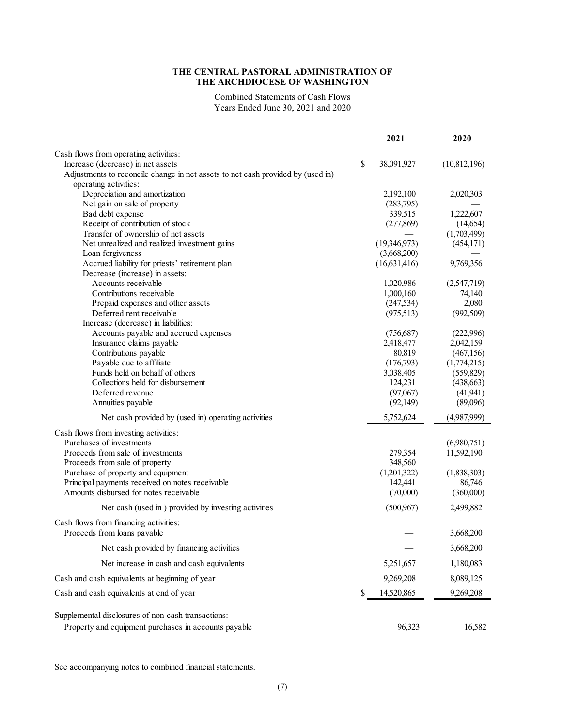**THE CENTRAL PASTORAL ADMINISTRATION OF THE ARCHDIOCESE OF WASHINGTON**

Combined Statements of Cash Flows
Years Ended June 30, 2021 and 2020

| | 2021 | 2020 |
|---|---|---|
| Cash flows from operating activities: | | |
| Increase (decrease) in net assets | $ 38,091,927 | (10,812,196) |
| Adjustments to reconcile change in net assets to net cash provided by (used in) operating activities: | | |
| Depreciation and amortization | 2,192,100 | 2,020,303 |
| Net gain on sale of property | (283,795) | — |
| Bad debt expense | 339,515 | 1,222,607 |
| Receipt of contribution of stock | (277,869) | (14,654) |
| Transfer of ownership of net assets | — | (1,703,499) |
| Net unrealized and realized investment gains | (19,346,973) | (454,171) |
| Loan forgiveness | (3,668,200) | — |
| Accrued liability for priests' retirement plan | (16,631,416) | 9,769,356 |
| Decrease (increase) in assets: | | |
| Accounts receivable | 1,020,986 | (2,547,719) |
| Contributions receivable | 1,000,160 | 74,140 |
| Prepaid expenses and other assets | (247,534) | 2,080 |
| Deferred rent receivable | (975,513) | (992,509) |
| Increase (decrease) in liabilities: | | |
| Accounts payable and accrued expenses | (756,687) | (222,996) |
| Insurance claims payable | 2,418,477 | 2,042,159 |
| Contributions payable | 80,819 | (467,156) |
| Payable due to affiliate | (176,793) | (1,774,215) |
| Funds held on behalf of others | 3,038,405 | (559,829) |
| Collections held for disbursement | 124,231 | (438,663) |
| Deferred revenue | (97,067) | (41,941) |
| Annuities payable | (92,149) | (89,096) |
| Net cash provided by (used in) operating activities | 5,752,624 | (4,987,999) |
| Cash flows from investing activities: | | |
| Purchases of investments | — | (6,980,751) |
| Proceeds from sale of investments | 279,354 | 11,592,190 |
| Proceeds from sale of property | 348,560 | — |
| Purchase of property and equipment | (1,201,322) | (1,838,303) |
| Principal payments received on notes receivable | 142,441 | 86,746 |
| Amounts disbursed for notes receivable | (70,000) | (360,000) |
| Net cash (used in ) provided by investing activities | (500,967) | 2,499,882 |
| Cash flows from financing activities: | | |
| Proceeds from loans payable | — | 3,668,200 |
| Net cash provided by financing activities | — | 3,668,200 |
| Net increase in cash and cash equivalents | 5,251,657 | 1,180,083 |
| Cash and cash equivalents at beginning of year | 9,269,208 | 8,089,125 |
| Cash and cash equivalents at end of year | $ 14,520,865 | 9,269,208 |
| Supplemental disclosures of non-cash transactions: | | |
| Property and equipment purchases in accounts payable | 96,323 | 16,582 |

See accompanying notes to combined financial statements.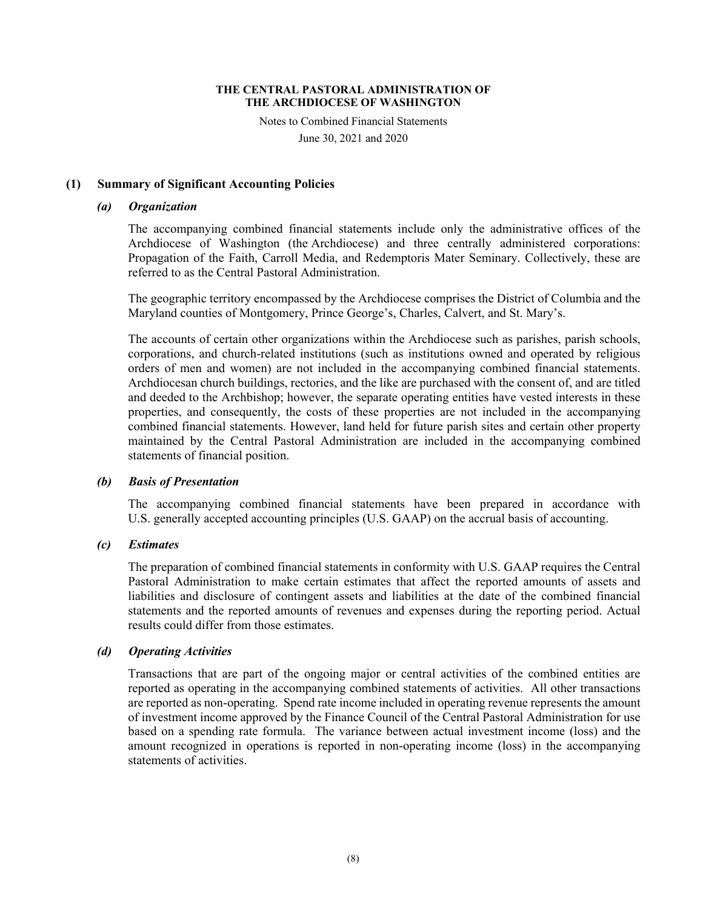**THE CENTRAL PASTORAL ADMINISTRATION OF THE ARCHDIOCESE OF WASHINGTON**

Notes to Combined Financial Statements

June 30, 2021 and 2020

## (1) Summary of Significant Accounting Policies

### *(a) Organization*

The accompanying combined financial statements include only the administrative offices of the Archdiocese of Washington (the Archdiocese) and three centrally administered corporations: Propagation of the Faith, Carroll Media, and Redemptoris Mater Seminary. Collectively, these are referred to as the Central Pastoral Administration.

The geographic territory encompassed by the Archdiocese comprises the District of Columbia and the Maryland counties of Montgomery, Prince George's, Charles, Calvert, and St. Mary's.

The accounts of certain other organizations within the Archdiocese such as parishes, parish schools, corporations, and church-related institutions (such as institutions owned and operated by religious orders of men and women) are not included in the accompanying combined financial statements. Archdiocesan church buildings, rectories, and the like are purchased with the consent of, and are titled and deeded to the Archbishop; however, the separate operating entities have vested interests in these properties, and consequently, the costs of these properties are not included in the accompanying combined financial statements. However, land held for future parish sites and certain other property maintained by the Central Pastoral Administration are included in the accompanying combined statements of financial position.

### *(b) Basis of Presentation*

The accompanying combined financial statements have been prepared in accordance with U.S. generally accepted accounting principles (U.S. GAAP) on the accrual basis of accounting.

### *(c) Estimates*

The preparation of combined financial statements in conformity with U.S. GAAP requires the Central Pastoral Administration to make certain estimates that affect the reported amounts of assets and liabilities and disclosure of contingent assets and liabilities at the date of the combined financial statements and the reported amounts of revenues and expenses during the reporting period. Actual results could differ from those estimates.

### *(d) Operating Activities*

Transactions that are part of the ongoing major or central activities of the combined entities are reported as operating in the accompanying combined statements of activities. All other transactions are reported as non-operating. Spend rate income included in operating revenue represents the amount of investment income approved by the Finance Council of the Central Pastoral Administration for use based on a spending rate formula. The variance between actual investment income (loss) and the amount recognized in operations is reported in non-operating income (loss) in the accompanying statements of activities.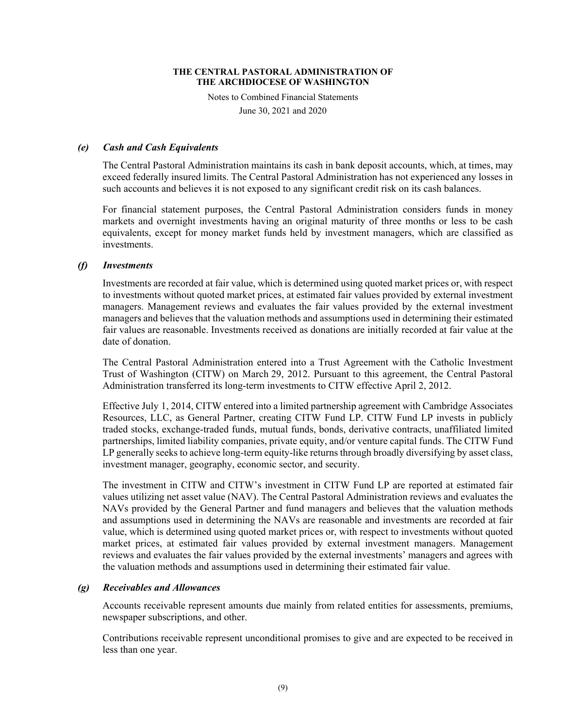### *(e) Cash and Cash Equivalents*

The Central Pastoral Administration maintains its cash in bank deposit accounts, which, at times, may exceed federally insured limits. The Central Pastoral Administration has not experienced any losses in such accounts and believes it is not exposed to any significant credit risk on its cash balances.

For financial statement purposes, the Central Pastoral Administration considers funds in money markets and overnight investments having an original maturity of three months or less to be cash equivalents, except for money market funds held by investment managers, which are classified as investments.

### *(f) Investments*

Investments are recorded at fair value, which is determined using quoted market prices or, with respect to investments without quoted market prices, at estimated fair values provided by external investment managers. Management reviews and evaluates the fair values provided by the external investment managers and believes that the valuation methods and assumptions used in determining their estimated fair values are reasonable. Investments received as donations are initially recorded at fair value at the date of donation.

The Central Pastoral Administration entered into a Trust Agreement with the Catholic Investment Trust of Washington (CITW) on March 29, 2012. Pursuant to this agreement, the Central Pastoral Administration transferred its long-term investments to CITW effective April 2, 2012.

Effective July 1, 2014, CITW entered into a limited partnership agreement with Cambridge Associates Resources, LLC, as General Partner, creating CITW Fund LP. CITW Fund LP invests in publicly traded stocks, exchange-traded funds, mutual funds, bonds, derivative contracts, unaffiliated limited partnerships, limited liability companies, private equity, and/or venture capital funds. The CITW Fund LP generally seeks to achieve long-term equity-like returns through broadly diversifying by asset class, investment manager, geography, economic sector, and security.

The investment in CITW and CITW's investment in CITW Fund LP are reported at estimated fair values utilizing net asset value (NAV). The Central Pastoral Administration reviews and evaluates the NAVs provided by the General Partner and fund managers and believes that the valuation methods and assumptions used in determining the NAVs are reasonable and investments are recorded at fair value, which is determined using quoted market prices or, with respect to investments without quoted market prices, at estimated fair values provided by external investment managers. Management reviews and evaluates the fair values provided by the external investments' managers and agrees with the valuation methods and assumptions used in determining their estimated fair value.

### *(g) Receivables and Allowances*

Accounts receivable represent amounts due mainly from related entities for assessments, premiums, newspaper subscriptions, and other.

Contributions receivable represent unconditional promises to give and are expected to be received in less than one year.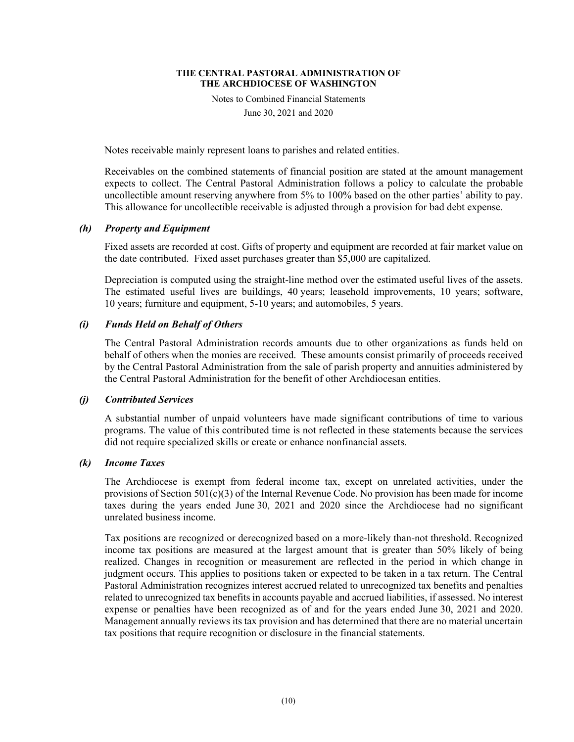Notes receivable mainly represent loans to parishes and related entities.

Receivables on the combined statements of financial position are stated at the amount management expects to collect. The Central Pastoral Administration follows a policy to calculate the probable uncollectible amount reserving anywhere from 5% to 100% based on the other parties' ability to pay. This allowance for uncollectible receivable is adjusted through a provision for bad debt expense.

### *(h) Property and Equipment*

Fixed assets are recorded at cost. Gifts of property and equipment are recorded at fair market value on the date contributed. Fixed asset purchases greater than $5,000 are capitalized.

Depreciation is computed using the straight-line method over the estimated useful lives of the assets. The estimated useful lives are buildings, 40 years; leasehold improvements, 10 years; software, 10 years; furniture and equipment, 5-10 years; and automobiles, 5 years.

### *(i) Funds Held on Behalf of Others*

The Central Pastoral Administration records amounts due to other organizations as funds held on behalf of others when the monies are received. These amounts consist primarily of proceeds received by the Central Pastoral Administration from the sale of parish property and annuities administered by the Central Pastoral Administration for the benefit of other Archdiocesan entities.

### *(j) Contributed Services*

A substantial number of unpaid volunteers have made significant contributions of time to various programs. The value of this contributed time is not reflected in these statements because the services did not require specialized skills or create or enhance nonfinancial assets.

### *(k) Income Taxes*

The Archdiocese is exempt from federal income tax, except on unrelated activities, under the provisions of Section 501(c)(3) of the Internal Revenue Code. No provision has been made for income taxes during the years ended June 30, 2021 and 2020 since the Archdiocese had no significant unrelated business income.

Tax positions are recognized or derecognized based on a more-likely than-not threshold. Recognized income tax positions are measured at the largest amount that is greater than 50% likely of being realized. Changes in recognition or measurement are reflected in the period in which change in judgment occurs. This applies to positions taken or expected to be taken in a tax return. The Central Pastoral Administration recognizes interest accrued related to unrecognized tax benefits and penalties related to unrecognized tax benefits in accounts payable and accrued liabilities, if assessed. No interest expense or penalties have been recognized as of and for the years ended June 30, 2021 and 2020. Management annually reviews its tax provision and has determined that there are no material uncertain tax positions that require recognition or disclosure in the financial statements.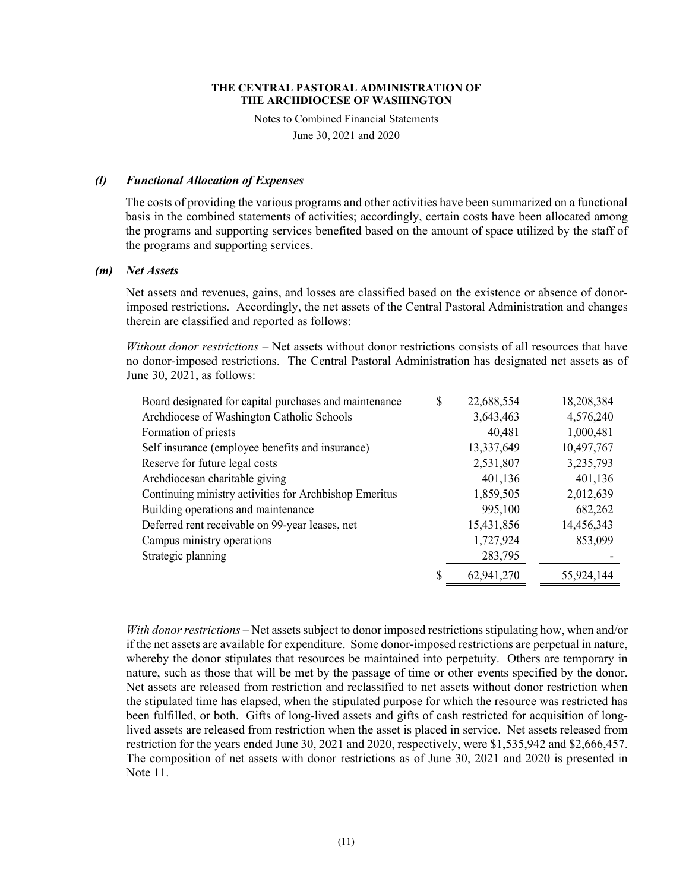### *(l) Functional Allocation of Expenses*

The costs of providing the various programs and other activities have been summarized on a functional basis in the combined statements of activities; accordingly, certain costs have been allocated among the programs and supporting services benefited based on the amount of space utilized by the staff of the programs and supporting services.

### *(m) Net Assets*

Net assets and revenues, gains, and losses are classified based on the existence or absence of donor-imposed restrictions. Accordingly, the net assets of the Central Pastoral Administration and changes therein are classified and reported as follows:

*Without donor restrictions* – Net assets without donor restrictions consists of all resources that have no donor-imposed restrictions. The Central Pastoral Administration has designated net assets as of June 30, 2021, as follows:

| | | | |
|---|---|---|---|
| Board designated for capital purchases and maintenance | $ | 22,688,554 | 18,208,384 |
| Archdiocese of Washington Catholic Schools | | 3,643,463 | 4,576,240 |
| Formation of priests | | 40,481 | 1,000,481 |
| Self insurance (employee benefits and insurance) | | 13,337,649 | 10,497,767 |
| Reserve for future legal costs | | 2,531,807 | 3,235,793 |
| Archdiocesan charitable giving | | 401,136 | 401,136 |
| Continuing ministry activities for Archbishop Emeritus | | 1,859,505 | 2,012,639 |
| Building operations and maintenance | | 995,100 | 682,262 |
| Deferred rent receivable on 99-year leases, net | | 15,431,856 | 14,456,343 |
| Campus ministry operations | | 1,727,924 | 853,099 |
| Strategic planning | | 283,795 | - |
| | $ | 62,941,270 | 55,924,144 |

*With donor restrictions* – Net assets subject to donor imposed restrictions stipulating how, when and/or if the net assets are available for expenditure. Some donor-imposed restrictions are perpetual in nature, whereby the donor stipulates that resources be maintained into perpetuity. Others are temporary in nature, such as those that will be met by the passage of time or other events specified by the donor. Net assets are released from restriction and reclassified to net assets without donor restriction when the stipulated time has elapsed, when the stipulated purpose for which the resource was restricted has been fulfilled, or both. Gifts of long-lived assets and gifts of cash restricted for acquisition of long-lived assets are released from restriction when the asset is placed in service. Net assets released from restriction for the years ended June 30, 2021 and 2020, respectively, were $1,535,942 and $2,666,457. The composition of net assets with donor restrictions as of June 30, 2021 and 2020 is presented in Note 11.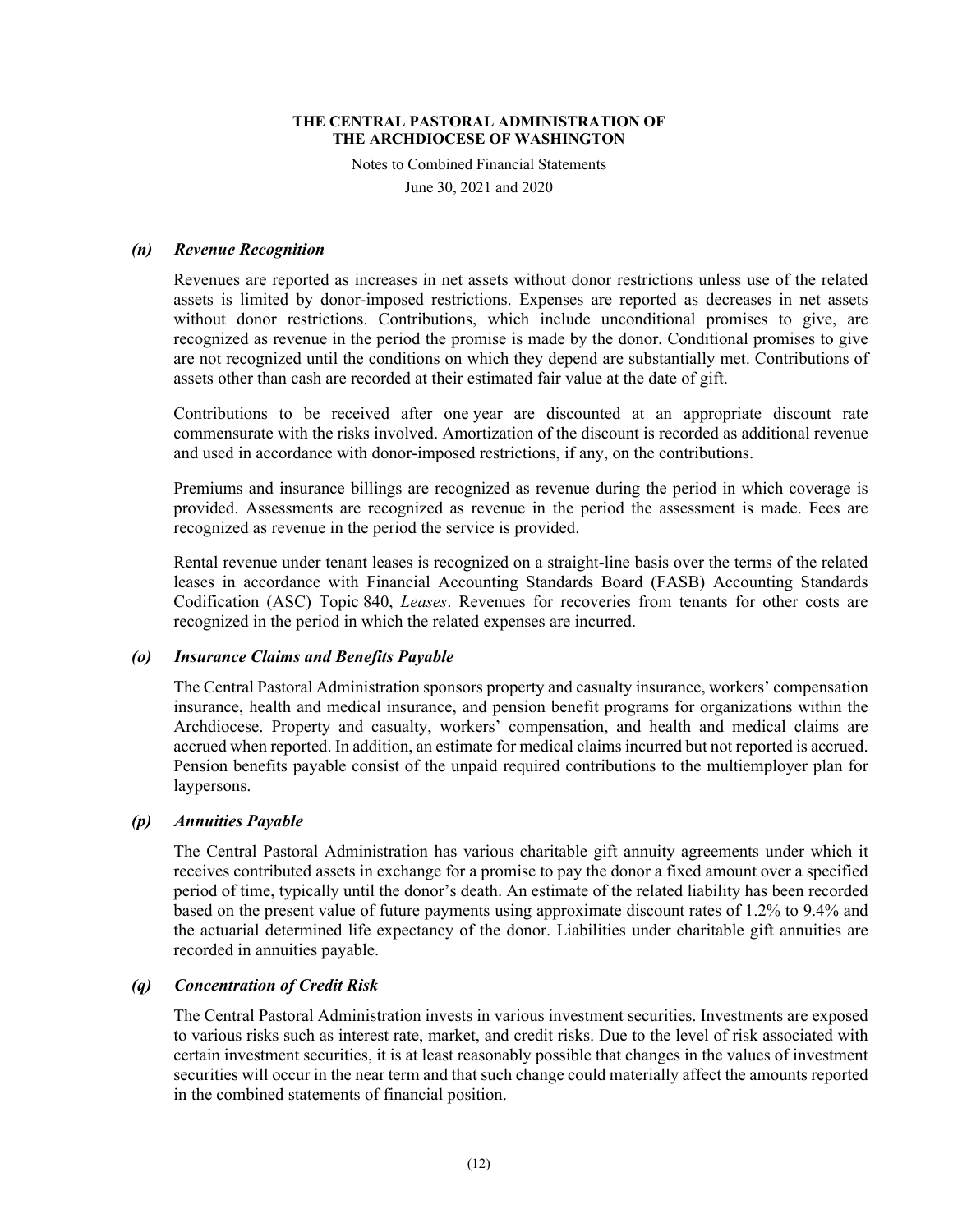### *(n) Revenue Recognition*

Revenues are reported as increases in net assets without donor restrictions unless use of the related assets is limited by donor-imposed restrictions. Expenses are reported as decreases in net assets without donor restrictions. Contributions, which include unconditional promises to give, are recognized as revenue in the period the promise is made by the donor. Conditional promises to give are not recognized until the conditions on which they depend are substantially met. Contributions of assets other than cash are recorded at their estimated fair value at the date of gift.

Contributions to be received after one year are discounted at an appropriate discount rate commensurate with the risks involved. Amortization of the discount is recorded as additional revenue and used in accordance with donor-imposed restrictions, if any, on the contributions.

Premiums and insurance billings are recognized as revenue during the period in which coverage is provided. Assessments are recognized as revenue in the period the assessment is made. Fees are recognized as revenue in the period the service is provided.

Rental revenue under tenant leases is recognized on a straight-line basis over the terms of the related leases in accordance with Financial Accounting Standards Board (FASB) Accounting Standards Codification (ASC) Topic 840, *Leases*. Revenues for recoveries from tenants for other costs are recognized in the period in which the related expenses are incurred.

### *(o) Insurance Claims and Benefits Payable*

The Central Pastoral Administration sponsors property and casualty insurance, workers' compensation insurance, health and medical insurance, and pension benefit programs for organizations within the Archdiocese. Property and casualty, workers' compensation, and health and medical claims are accrued when reported. In addition, an estimate for medical claims incurred but not reported is accrued. Pension benefits payable consist of the unpaid required contributions to the multiemployer plan for laypersons.

### *(p) Annuities Payable*

The Central Pastoral Administration has various charitable gift annuity agreements under which it receives contributed assets in exchange for a promise to pay the donor a fixed amount over a specified period of time, typically until the donor's death. An estimate of the related liability has been recorded based on the present value of future payments using approximate discount rates of 1.2% to 9.4% and the actuarial determined life expectancy of the donor. Liabilities under charitable gift annuities are recorded in annuities payable.

### *(q) Concentration of Credit Risk*

The Central Pastoral Administration invests in various investment securities. Investments are exposed to various risks such as interest rate, market, and credit risks. Due to the level of risk associated with certain investment securities, it is at least reasonably possible that changes in the values of investment securities will occur in the near term and that such change could materially affect the amounts reported in the combined statements of financial position.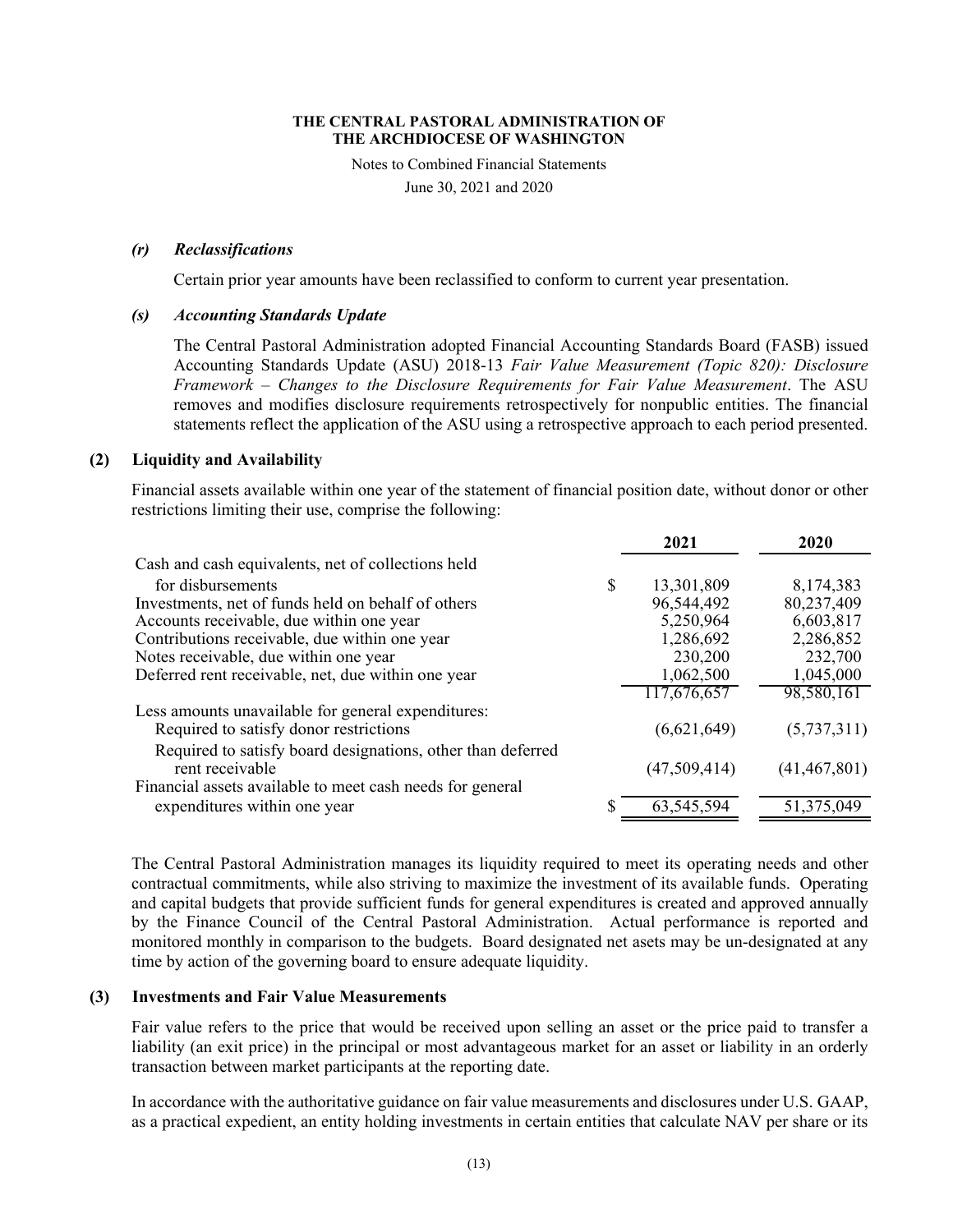*(r) Reclassifications*

Certain prior year amounts have been reclassified to conform to current year presentation.

*(s) Accounting Standards Update*

The Central Pastoral Administration adopted Financial Accounting Standards Board (FASB) issued Accounting Standards Update (ASU) 2018-13 *Fair Value Measurement (Topic 820): Disclosure Framework – Changes to the Disclosure Requirements for Fair Value Measurement*. The ASU removes and modifies disclosure requirements retrospectively for nonpublic entities. The financial statements reflect the application of the ASU using a retrospective approach to each period presented.

## (2) Liquidity and Availability

Financial assets available within one year of the statement of financial position date, without donor or other restrictions limiting their use, comprise the following:

| | 2021 | 2020 |
|---|---|---|
| Cash and cash equivalents, net of collections held for disbursements | $ 13,301,809 | 8,174,383 |
| Investments, net of funds held on behalf of others | 96,544,492 | 80,237,409 |
| Accounts receivable, due within one year | 5,250,964 | 6,603,817 |
| Contributions receivable, due within one year | 1,286,692 | 2,286,852 |
| Notes receivable, due within one year | 230,200 | 232,700 |
| Deferred rent receivable, net, due within one year | 1,062,500 | 1,045,000 |
| | 117,676,657 | 98,580,161 |
| Less amounts unavailable for general expenditures: | | |
| Required to satisfy donor restrictions | (6,621,649) | (5,737,311) |
| Required to satisfy board designations, other than deferred rent receivable | (47,509,414) | (41,467,801) |
| Financial assets available to meet cash needs for general expenditures within one year | $ 63,545,594 | 51,375,049 |

The Central Pastoral Administration manages its liquidity required to meet its operating needs and other contractual commitments, while also striving to maximize the investment of its available funds. Operating and capital budgets that provide sufficient funds for general expenditures is created and approved annually by the Finance Council of the Central Pastoral Administration. Actual performance is reported and monitored monthly in comparison to the budgets. Board designated net asets may be un-designated at any time by action of the governing board to ensure adequate liquidity.

## (3) Investments and Fair Value Measurements

Fair value refers to the price that would be received upon selling an asset or the price paid to transfer a liability (an exit price) in the principal or most advantageous market for an asset or liability in an orderly transaction between market participants at the reporting date.

In accordance with the authoritative guidance on fair value measurements and disclosures under U.S. GAAP, as a practical expedient, an entity holding investments in certain entities that calculate NAV per share or its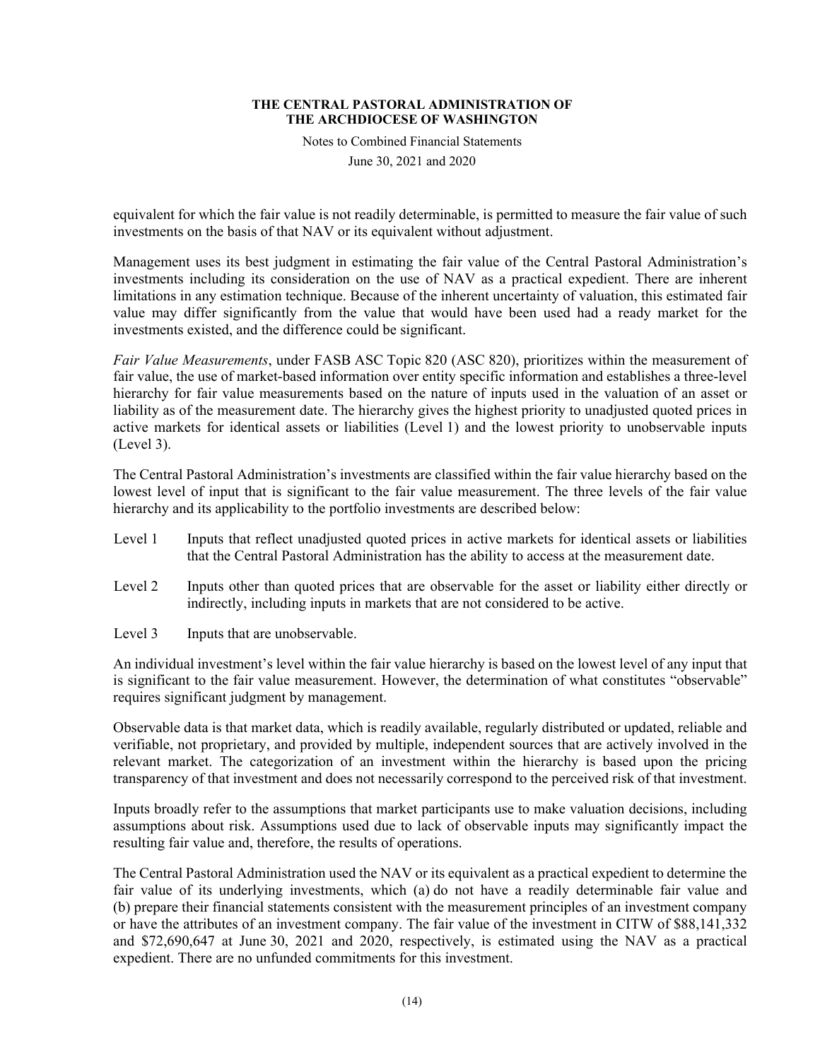equivalent for which the fair value is not readily determinable, is permitted to measure the fair value of such investments on the basis of that NAV or its equivalent without adjustment.

Management uses its best judgment in estimating the fair value of the Central Pastoral Administration's investments including its consideration on the use of NAV as a practical expedient. There are inherent limitations in any estimation technique. Because of the inherent uncertainty of valuation, this estimated fair value may differ significantly from the value that would have been used had a ready market for the investments existed, and the difference could be significant.

*Fair Value Measurements*, under FASB ASC Topic 820 (ASC 820), prioritizes within the measurement of fair value, the use of market-based information over entity specific information and establishes a three-level hierarchy for fair value measurements based on the nature of inputs used in the valuation of an asset or liability as of the measurement date. The hierarchy gives the highest priority to unadjusted quoted prices in active markets for identical assets or liabilities (Level 1) and the lowest priority to unobservable inputs (Level 3).

The Central Pastoral Administration's investments are classified within the fair value hierarchy based on the lowest level of input that is significant to the fair value measurement. The three levels of the fair value hierarchy and its applicability to the portfolio investments are described below:

Level 1 Inputs that reflect unadjusted quoted prices in active markets for identical assets or liabilities that the Central Pastoral Administration has the ability to access at the measurement date.

Level 2 Inputs other than quoted prices that are observable for the asset or liability either directly or indirectly, including inputs in markets that are not considered to be active.

Level 3 Inputs that are unobservable.

An individual investment's level within the fair value hierarchy is based on the lowest level of any input that is significant to the fair value measurement. However, the determination of what constitutes "observable" requires significant judgment by management.

Observable data is that market data, which is readily available, regularly distributed or updated, reliable and verifiable, not proprietary, and provided by multiple, independent sources that are actively involved in the relevant market. The categorization of an investment within the hierarchy is based upon the pricing transparency of that investment and does not necessarily correspond to the perceived risk of that investment.

Inputs broadly refer to the assumptions that market participants use to make valuation decisions, including assumptions about risk. Assumptions used due to lack of observable inputs may significantly impact the resulting fair value and, therefore, the results of operations.

The Central Pastoral Administration used the NAV or its equivalent as a practical expedient to determine the fair value of its underlying investments, which (a) do not have a readily determinable fair value and (b) prepare their financial statements consistent with the measurement principles of an investment company or have the attributes of an investment company. The fair value of the investment in CITW of $88,141,332 and $72,690,647 at June 30, 2021 and 2020, respectively, is estimated using the NAV as a practical expedient. There are no unfunded commitments for this investment.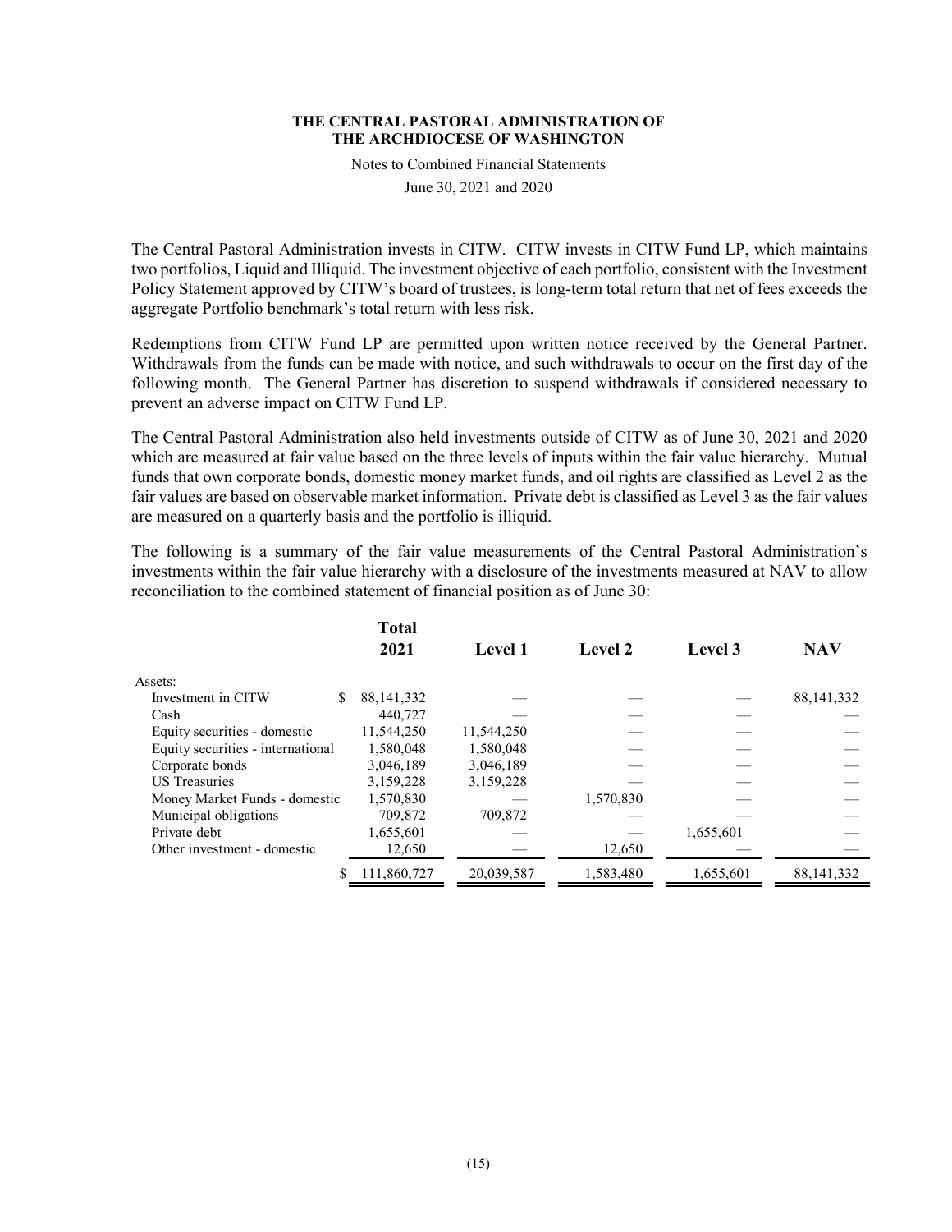The Central Pastoral Administration invests in CITW. CITW invests in CITW Fund LP, which maintains two portfolios, Liquid and Illiquid. The investment objective of each portfolio, consistent with the Investment Policy Statement approved by CITW's board of trustees, is long-term total return that net of fees exceeds the aggregate Portfolio benchmark's total return with less risk.

Redemptions from CITW Fund LP are permitted upon written notice received by the General Partner. Withdrawals from the funds can be made with notice, and such withdrawals to occur on the first day of the following month. The General Partner has discretion to suspend withdrawals if considered necessary to prevent an adverse impact on CITW Fund LP.

The Central Pastoral Administration also held investments outside of CITW as of June 30, 2021 and 2020 which are measured at fair value based on the three levels of inputs within the fair value hierarchy. Mutual funds that own corporate bonds, domestic money market funds, and oil rights are classified as Level 2 as the fair values are based on observable market information. Private debt is classified as Level 3 as the fair values are measured on a quarterly basis and the portfolio is illiquid.

The following is a summary of the fair value measurements of the Central Pastoral Administration's investments within the fair value hierarchy with a disclosure of the investments measured at NAV to allow reconciliation to the combined statement of financial position as of June 30:

| | Total 2021 | Level 1 | Level 2 | Level 3 | NAV |
|---|---|---|---|---|---|
| Assets: | | | | | |
| Investment in CITW | $ 88,141,332 | — | — | — | 88,141,332 |
| Cash | 440,727 | — | — | — | — |
| Equity securities - domestic | 11,544,250 | 11,544,250 | — | — | — |
| Equity securities - international | 1,580,048 | 1,580,048 | — | — | — |
| Corporate bonds | 3,046,189 | 3,046,189 | — | — | — |
| US Treasuries | 3,159,228 | 3,159,228 | — | — | — |
| Money Market Funds - domestic | 1,570,830 | — | 1,570,830 | — | — |
| Municipal obligations | 709,872 | 709,872 | — | — | — |
| Private debt | 1,655,601 | — | — | 1,655,601 | — |
| Other investment - domestic | 12,650 | — | 12,650 | — | — |
| | $ 111,860,727 | 20,039,587 | 1,583,480 | 1,655,601 | 88,141,332 |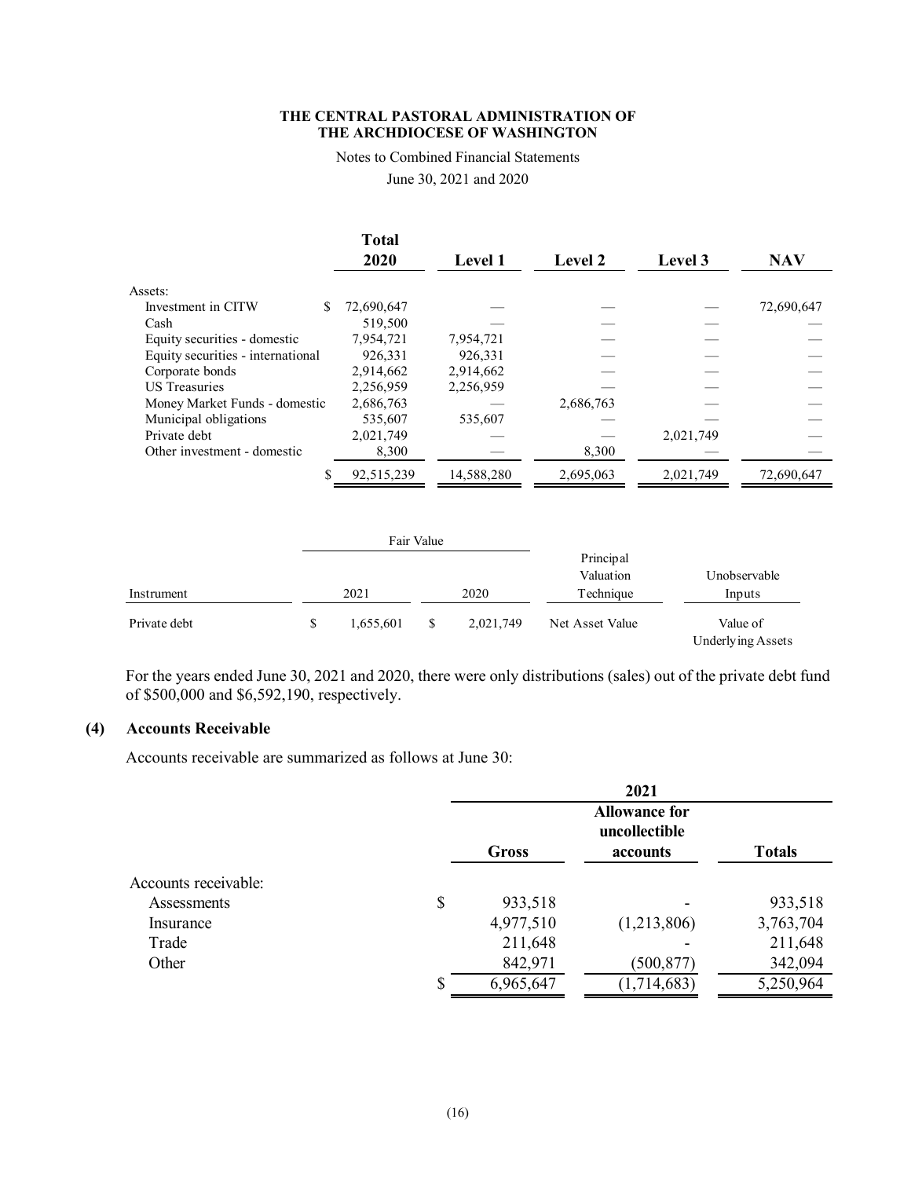| | Total 2020 | Level 1 | Level 2 | Level 3 | NAV |
|---|---|---|---|---|---|
| Assets: | | | | | |
| Investment in CITW | $ 72,690,647 | — | — | — | 72,690,647 |
| Cash | 519,500 | — | — | — | — |
| Equity securities - domestic | 7,954,721 | 7,954,721 | — | — | — |
| Equity securities - international | 926,331 | 926,331 | — | — | — |
| Corporate bonds | 2,914,662 | 2,914,662 | — | — | — |
| US Treasuries | 2,256,959 | 2,256,959 | — | — | — |
| Money Market Funds - domestic | 2,686,763 | — | 2,686,763 | — | — |
| Municipal obligations | 535,607 | 535,607 | — | — | — |
| Private debt | 2,021,749 | — | — | 2,021,749 | — |
| Other investment - domestic | 8,300 | — | 8,300 | — | — |
| | $ 92,515,239 | 14,588,280 | 2,695,063 | 2,021,749 | 72,690,647 |

| Instrument | Fair Value 2021 | Fair Value 2020 | Principal Valuation Technique | Unobservable Inputs |
|---|---|---|---|---|
| Private debt | $ 1,655,601 | $ 2,021,749 | Net Asset Value | Value of Underlying Assets |

For the years ended June 30, 2021 and 2020, there were only distributions (sales) out of the private debt fund of $500,000 and $6,592,190, respectively.

## (4) Accounts Receivable

Accounts receivable are summarized as follows at June 30:

| | 2021 | | |
|---|---|---|---|
| | Gross | Allowance for uncollectible accounts | Totals |
| Accounts receivable: | | | |
| Assessments | $ 933,518 | - | 933,518 |
| Insurance | 4,977,510 | (1,213,806) | 3,763,704 |
| Trade | 211,648 | - | 211,648 |
| Other | 842,971 | (500,877) | 342,094 |
| | $ 6,965,647 | (1,714,683) | 5,250,964 |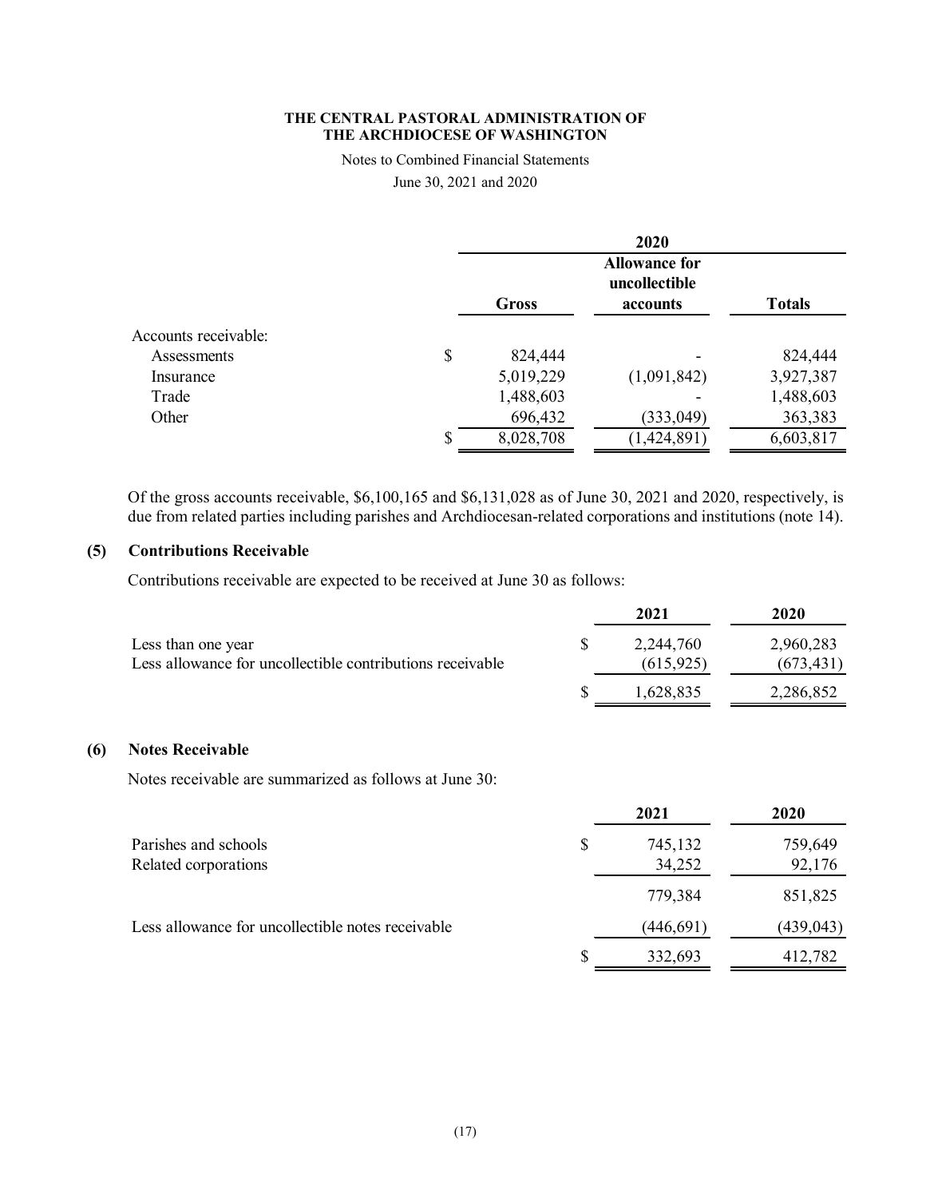| | 2020 | | |
|---|---|---|---|
| | Gross | Allowance for uncollectible accounts | Totals |
| Accounts receivable: | | | |
| Assessments | $ 824,444 | - | 824,444 |
| Insurance | 5,019,229 | (1,091,842) | 3,927,387 |
| Trade | 1,488,603 | - | 1,488,603 |
| Other | 696,432 | (333,049) | 363,383 |
| | $ 8,028,708 | (1,424,891) | 6,603,817 |

Of the gross accounts receivable, $6,100,165 and $6,131,028 as of June 30, 2021 and 2020, respectively, is due from related parties including parishes and Archdiocesan-related corporations and institutions (note 14).

## (5) Contributions Receivable

Contributions receivable are expected to be received at June 30 as follows:

| | 2021 | 2020 |
|---|---|---|
| Less than one year | $ 2,244,760 | 2,960,283 |
| Less allowance for uncollectible contributions receivable | (615,925) | (673,431) |
| | $ 1,628,835 | 2,286,852 |

## (6) Notes Receivable

Notes receivable are summarized as follows at June 30:

| | 2021 | 2020 |
|---|---|---|
| Parishes and schools | $ 745,132 | 759,649 |
| Related corporations | 34,252 | 92,176 |
| | 779,384 | 851,825 |
| Less allowance for uncollectible notes receivable | (446,691) | (439,043) |
| | $ 332,693 | 412,782 |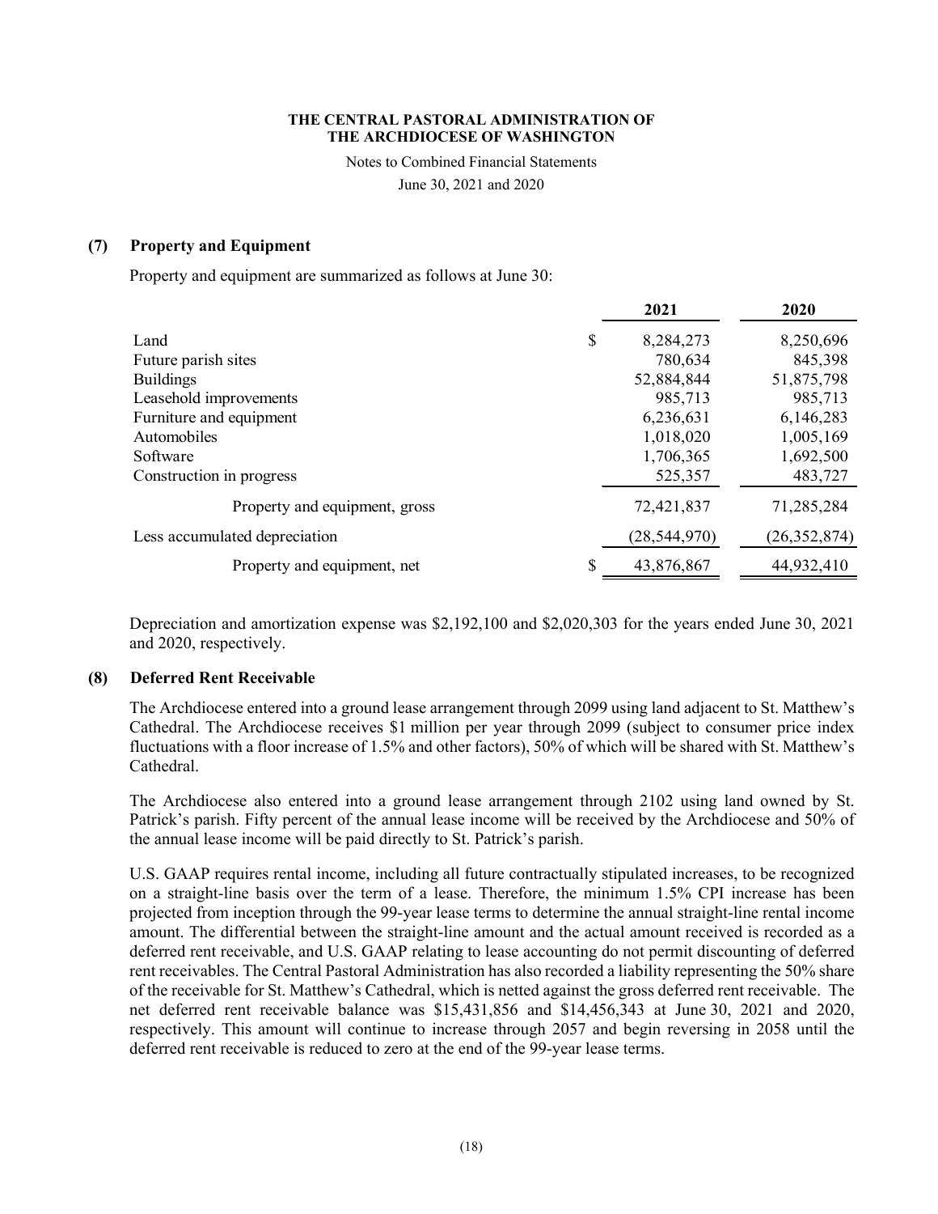**THE CENTRAL PASTORAL ADMINISTRATION OF THE ARCHDIOCESE OF WASHINGTON**

Notes to Combined Financial Statements

June 30, 2021 and 2020

## (7) Property and Equipment

Property and equipment are summarized as follows at June 30:

| | 2021 | 2020 |
|---|---|---|
| Land | $ 8,284,273 | 8,250,696 |
| Future parish sites | 780,634 | 845,398 |
| Buildings | 52,884,844 | 51,875,798 |
| Leasehold improvements | 985,713 | 985,713 |
| Furniture and equipment | 6,236,631 | 6,146,283 |
| Automobiles | 1,018,020 | 1,005,169 |
| Software | 1,706,365 | 1,692,500 |
| Construction in progress | 525,357 | 483,727 |
| Property and equipment, gross | 72,421,837 | 71,285,284 |
| Less accumulated depreciation | (28,544,970) | (26,352,874) |
| Property and equipment, net | $ 43,876,867 | 44,932,410 |

Depreciation and amortization expense was $2,192,100 and $2,020,303 for the years ended June 30, 2021 and 2020, respectively.

## (8) Deferred Rent Receivable

The Archdiocese entered into a ground lease arrangement through 2099 using land adjacent to St. Matthew's Cathedral. The Archdiocese receives $1 million per year through 2099 (subject to consumer price index fluctuations with a floor increase of 1.5% and other factors), 50% of which will be shared with St. Matthew's Cathedral.

The Archdiocese also entered into a ground lease arrangement through 2102 using land owned by St. Patrick's parish. Fifty percent of the annual lease income will be received by the Archdiocese and 50% of the annual lease income will be paid directly to St. Patrick's parish.

U.S. GAAP requires rental income, including all future contractually stipulated increases, to be recognized on a straight-line basis over the term of a lease. Therefore, the minimum 1.5% CPI increase has been projected from inception through the 99-year lease terms to determine the annual straight-line rental income amount. The differential between the straight-line amount and the actual amount received is recorded as a deferred rent receivable, and U.S. GAAP relating to lease accounting do not permit discounting of deferred rent receivables. The Central Pastoral Administration has also recorded a liability representing the 50% share of the receivable for St. Matthew's Cathedral, which is netted against the gross deferred rent receivable. The net deferred rent receivable balance was $15,431,856 and $14,456,343 at June 30, 2021 and 2020, respectively. This amount will continue to increase through 2057 and begin reversing in 2058 until the deferred rent receivable is reduced to zero at the end of the 99-year lease terms.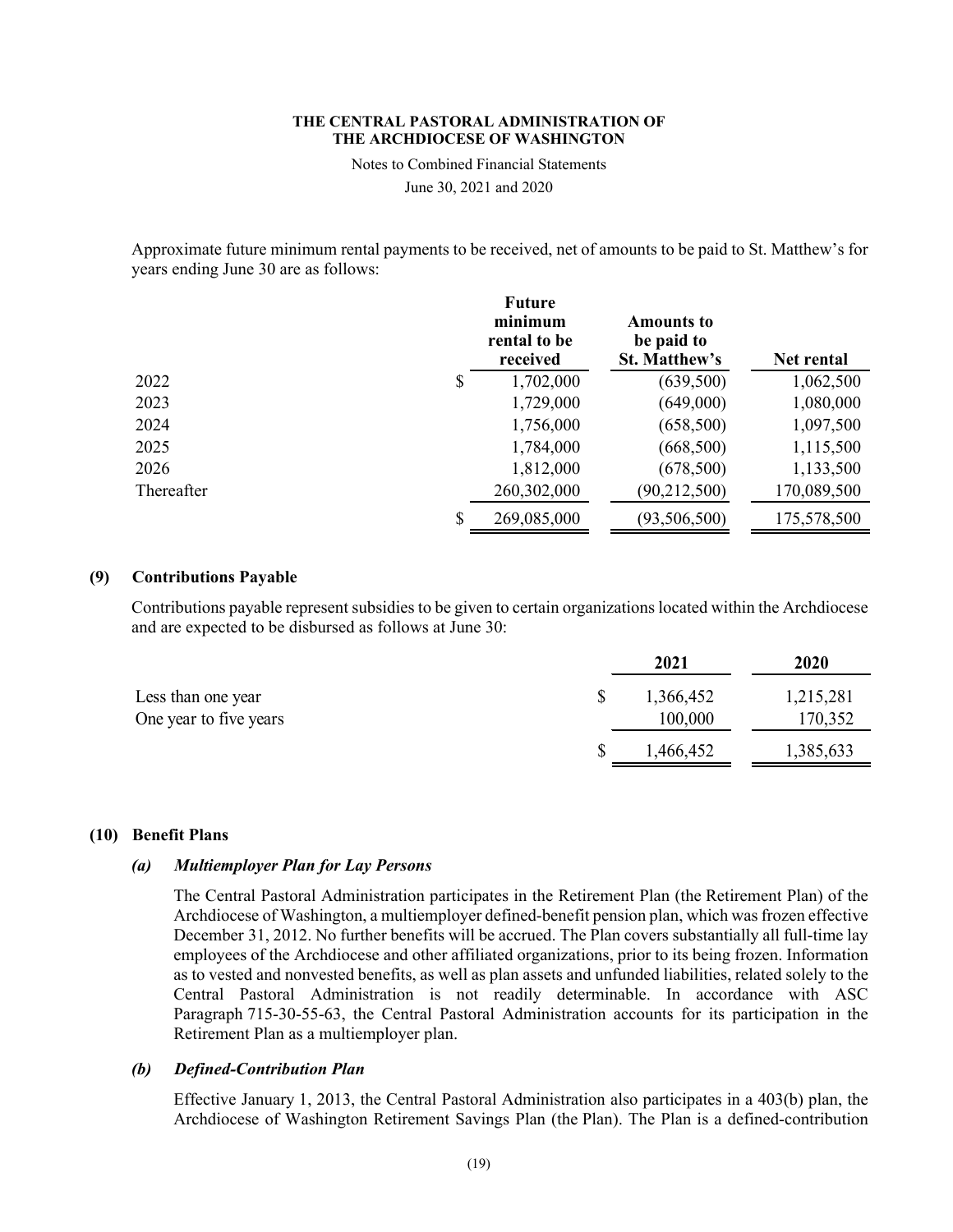Approximate future minimum rental payments to be received, net of amounts to be paid to St. Matthew's for years ending June 30 are as follows:

| | Future minimum rental to be received | Amounts to be paid to St. Matthew's | Net rental |
|---|---|---|---|
| 2022 | $ 1,702,000 | (639,500) | 1,062,500 |
| 2023 | 1,729,000 | (649,000) | 1,080,000 |
| 2024 | 1,756,000 | (658,500) | 1,097,500 |
| 2025 | 1,784,000 | (668,500) | 1,115,500 |
| 2026 | 1,812,000 | (678,500) | 1,133,500 |
| Thereafter | 260,302,000 | (90,212,500) | 170,089,500 |
| | $ 269,085,000 | (93,506,500) | 175,578,500 |

## (9) Contributions Payable

Contributions payable represent subsidies to be given to certain organizations located within the Archdiocese and are expected to be disbursed as follows at June 30:

| | 2021 | 2020 |
|---|---|---|
| Less than one year | $ 1,366,452 | 1,215,281 |
| One year to five years | 100,000 | 170,352 |
| | $ 1,466,452 | 1,385,633 |

## (10) Benefit Plans

### *(a) Multiemployer Plan for Lay Persons*

The Central Pastoral Administration participates in the Retirement Plan (the Retirement Plan) of the Archdiocese of Washington, a multiemployer defined-benefit pension plan, which was frozen effective December 31, 2012. No further benefits will be accrued. The Plan covers substantially all full-time lay employees of the Archdiocese and other affiliated organizations, prior to its being frozen. Information as to vested and nonvested benefits, as well as plan assets and unfunded liabilities, related solely to the Central Pastoral Administration is not readily determinable. In accordance with ASC Paragraph 715-30-55-63, the Central Pastoral Administration accounts for its participation in the Retirement Plan as a multiemployer plan.

### *(b) Defined-Contribution Plan*

Effective January 1, 2013, the Central Pastoral Administration also participates in a 403(b) plan, the Archdiocese of Washington Retirement Savings Plan (the Plan). The Plan is a defined-contribution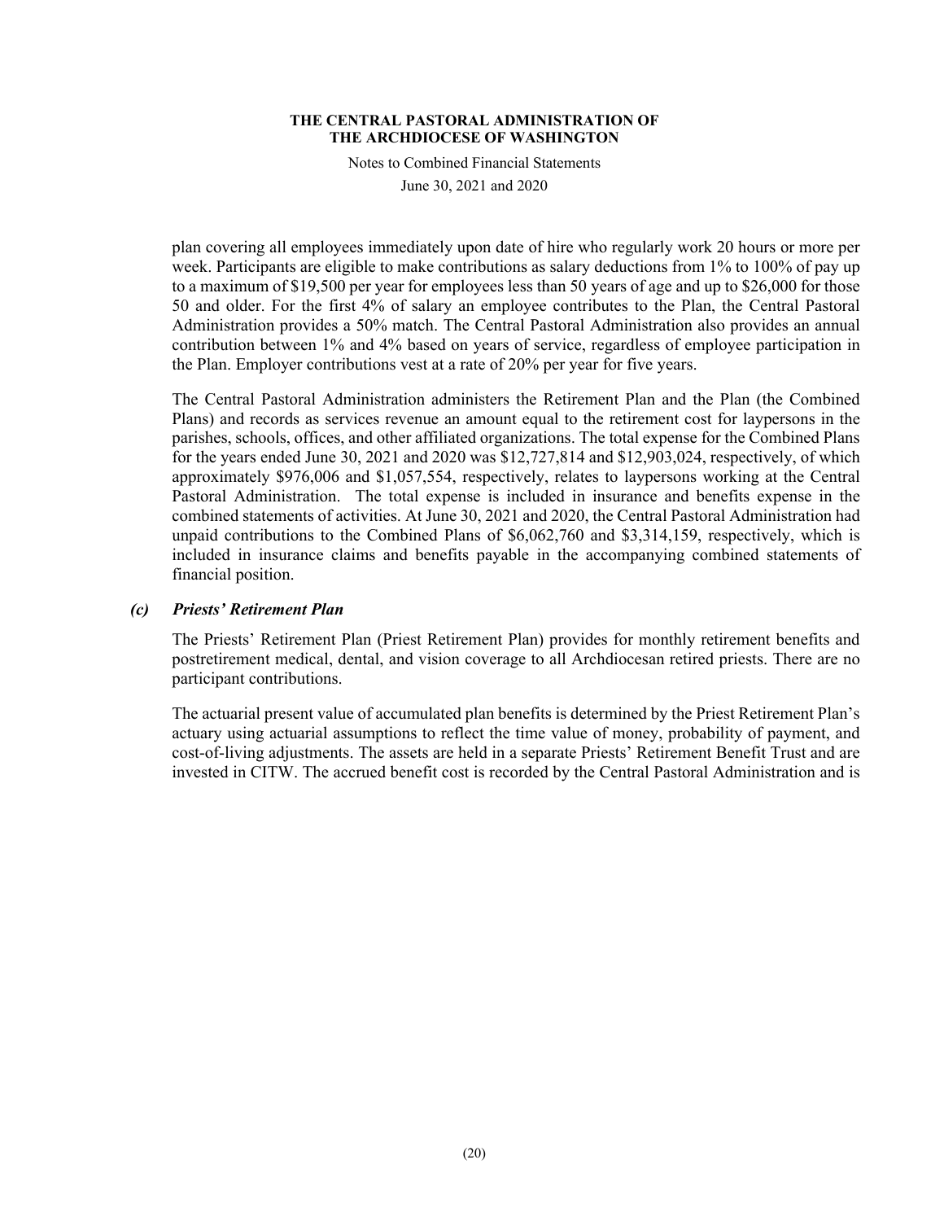plan covering all employees immediately upon date of hire who regularly work 20 hours or more per week. Participants are eligible to make contributions as salary deductions from 1% to 100% of pay up to a maximum of $19,500 per year for employees less than 50 years of age and up to $26,000 for those 50 and older. For the first 4% of salary an employee contributes to the Plan, the Central Pastoral Administration provides a 50% match. The Central Pastoral Administration also provides an annual contribution between 1% and 4% based on years of service, regardless of employee participation in the Plan. Employer contributions vest at a rate of 20% per year for five years.

The Central Pastoral Administration administers the Retirement Plan and the Plan (the Combined Plans) and records as services revenue an amount equal to the retirement cost for laypersons in the parishes, schools, offices, and other affiliated organizations. The total expense for the Combined Plans for the years ended June 30, 2021 and 2020 was $12,727,814 and $12,903,024, respectively, of which approximately $976,006 and $1,057,554, respectively, relates to laypersons working at the Central Pastoral Administration. The total expense is included in insurance and benefits expense in the combined statements of activities. At June 30, 2021 and 2020, the Central Pastoral Administration had unpaid contributions to the Combined Plans of $6,062,760 and $3,314,159, respectively, which is included in insurance claims and benefits payable in the accompanying combined statements of financial position.

### *(c) Priests' Retirement Plan*

The Priests' Retirement Plan (Priest Retirement Plan) provides for monthly retirement benefits and postretirement medical, dental, and vision coverage to all Archdiocesan retired priests. There are no participant contributions.

The actuarial present value of accumulated plan benefits is determined by the Priest Retirement Plan's actuary using actuarial assumptions to reflect the time value of money, probability of payment, and cost-of-living adjustments. The assets are held in a separate Priests' Retirement Benefit Trust and are invested in CITW. The accrued benefit cost is recorded by the Central Pastoral Administration and is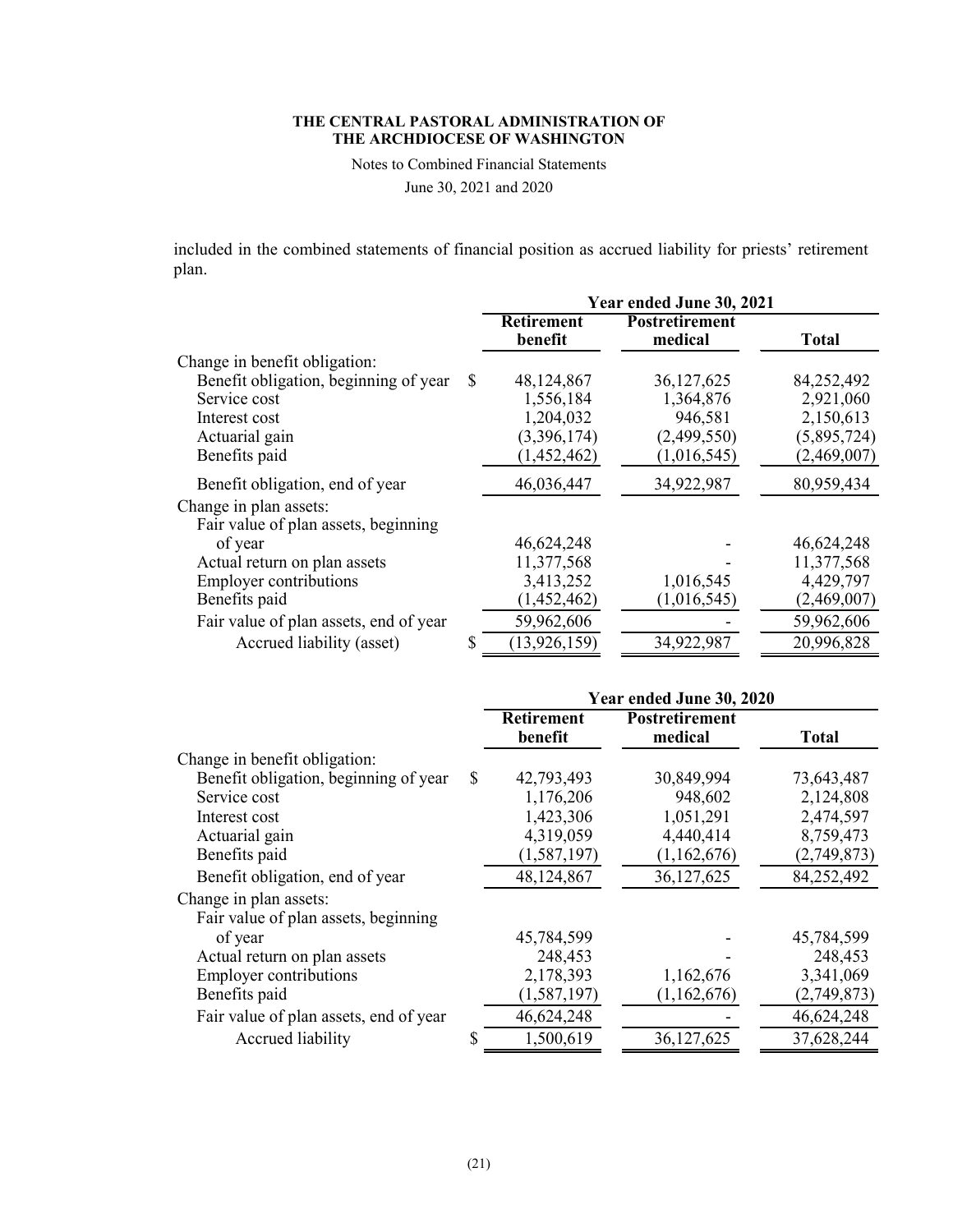included in the combined statements of financial position as accrued liability for priests' retirement plan.

| | Year ended June 30, 2021 | | |
|---|---|---|---|
| | Retirement benefit | Postretirement medical | Total |
| Change in benefit obligation: | | | |
| Benefit obligation, beginning of year | $ 48,124,867 | 36,127,625 | 84,252,492 |
| Service cost | 1,556,184 | 1,364,876 | 2,921,060 |
| Interest cost | 1,204,032 | 946,581 | 2,150,613 |
| Actuarial gain | (3,396,174) | (2,499,550) | (5,895,724) |
| Benefits paid | (1,452,462) | (1,016,545) | (2,469,007) |
| Benefit obligation, end of year | 46,036,447 | 34,922,987 | 80,959,434 |
| Change in plan assets: | | | |
| Fair value of plan assets, beginning of year | 46,624,248 | - | 46,624,248 |
| Actual return on plan assets | 11,377,568 | - | 11,377,568 |
| Employer contributions | 3,413,252 | 1,016,545 | 4,429,797 |
| Benefits paid | (1,452,462) | (1,016,545) | (2,469,007) |
| Fair value of plan assets, end of year | 59,962,606 | - | 59,962,606 |
| Accrued liability (asset) | $ (13,926,159) | 34,922,987 | 20,996,828 |

| | Year ended June 30, 2020 | | |
|---|---|---|---|
| | Retirement benefit | Postretirement medical | Total |
| Change in benefit obligation: | | | |
| Benefit obligation, beginning of year | $ 42,793,493 | 30,849,994 | 73,643,487 |
| Service cost | 1,176,206 | 948,602 | 2,124,808 |
| Interest cost | 1,423,306 | 1,051,291 | 2,474,597 |
| Actuarial gain | 4,319,059 | 4,440,414 | 8,759,473 |
| Benefits paid | (1,587,197) | (1,162,676) | (2,749,873) |
| Benefit obligation, end of year | 48,124,867 | 36,127,625 | 84,252,492 |
| Change in plan assets: | | | |
| Fair value of plan assets, beginning of year | 45,784,599 | - | 45,784,599 |
| Actual return on plan assets | 248,453 | - | 248,453 |
| Employer contributions | 2,178,393 | 1,162,676 | 3,341,069 |
| Benefits paid | (1,587,197) | (1,162,676) | (2,749,873) |
| Fair value of plan assets, end of year | 46,624,248 | - | 46,624,248 |
| Accrued liability | $ 1,500,619 | 36,127,625 | 37,628,244 |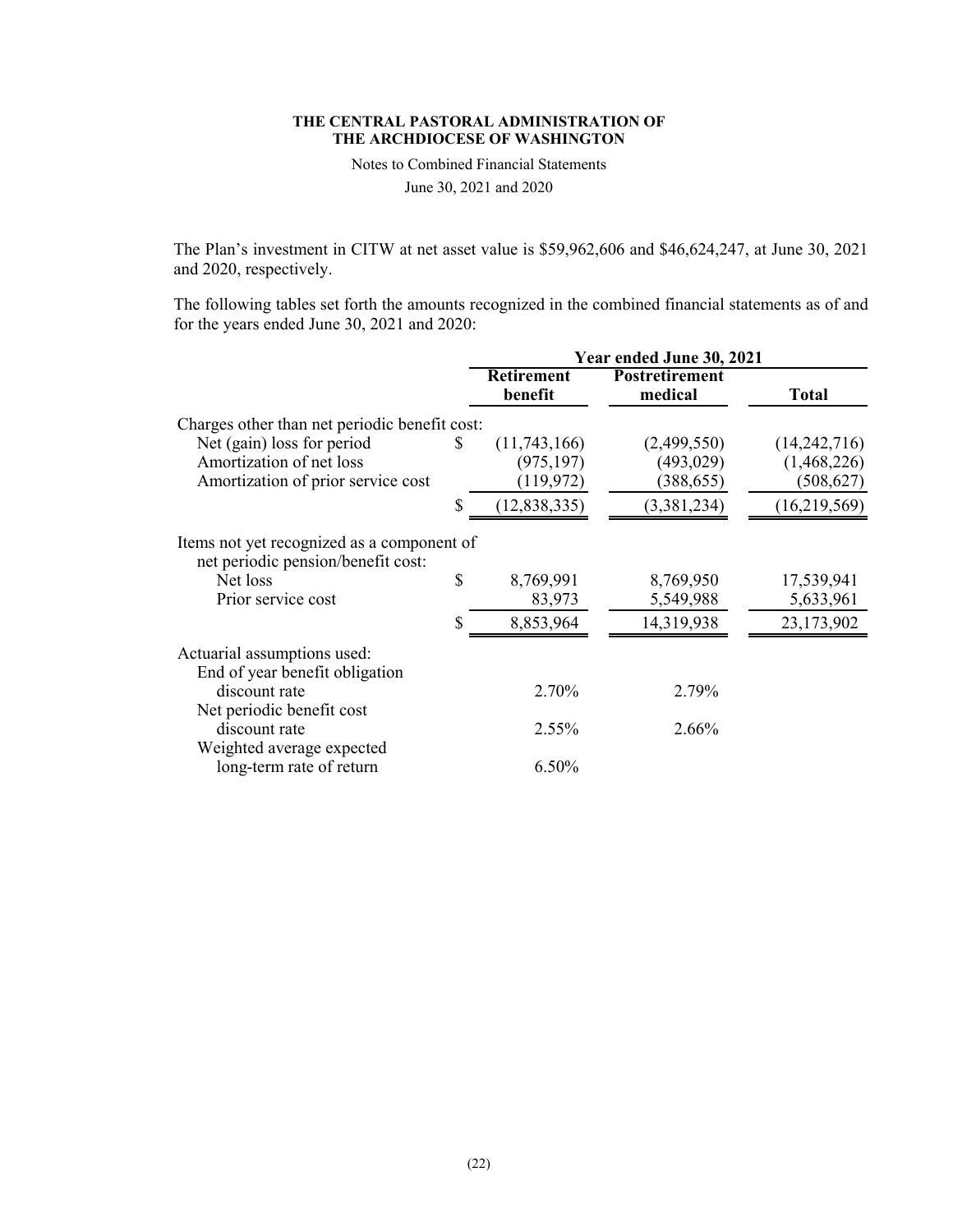**THE CENTRAL PASTORAL ADMINISTRATION OF THE ARCHDIOCESE OF WASHINGTON**

Notes to Combined Financial Statements

June 30, 2021 and 2020

The Plan's investment in CITW at net asset value is $59,962,606 and $46,624,247, at June 30, 2021 and 2020, respectively.

The following tables set forth the amounts recognized in the combined financial statements as of and for the years ended June 30, 2021 and 2020:

| | Year ended June 30, 2021 | | |
|---|---|---|---|
| | **Retirement benefit** | **Postretirement medical** | **Total** |
| Charges other than net periodic benefit cost: | | | |
| Net (gain) loss for period | $ (11,743,166) | (2,499,550) | (14,242,716) |
| Amortization of net loss | (975,197) | (493,029) | (1,468,226) |
| Amortization of prior service cost | (119,972) | (388,655) | (508,627) |
| | $ (12,838,335) | (3,381,234) | (16,219,569) |
| Items not yet recognized as a component of net periodic pension/benefit cost: | | | |
| Net loss | $ 8,769,991 | 8,769,950 | 17,539,941 |
| Prior service cost | 83,973 | 5,549,988 | 5,633,961 |
| | $ 8,853,964 | 14,319,938 | 23,173,902 |
| Actuarial assumptions used: | | | |
| End of year benefit obligation discount rate | 2.70% | 2.79% | |
| Net periodic benefit cost discount rate | 2.55% | 2.66% | |
| Weighted average expected long-term rate of return | 6.50% | | |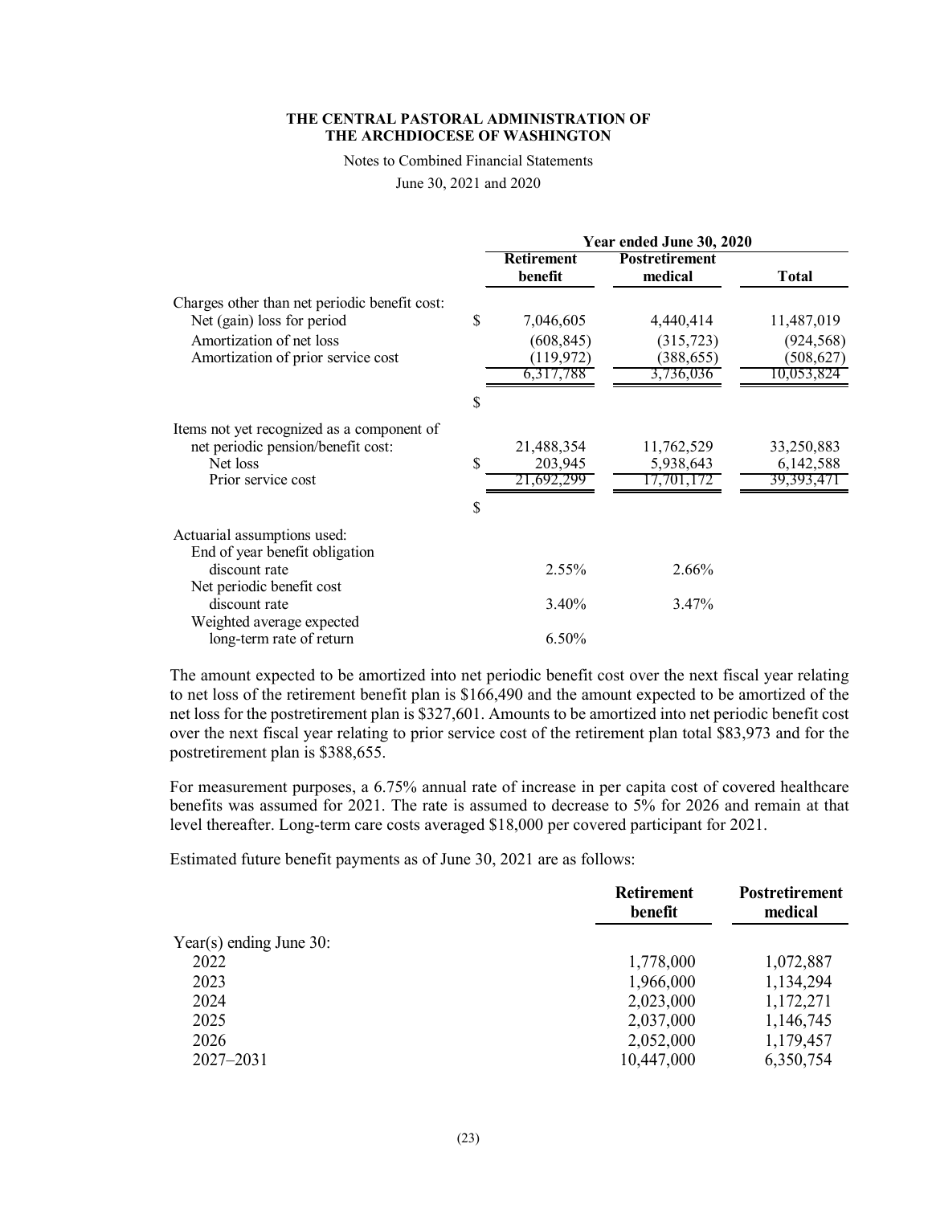**THE CENTRAL PASTORAL ADMINISTRATION OF THE ARCHDIOCESE OF WASHINGTON**

Notes to Combined Financial Statements

June 30, 2021 and 2020

| | Year ended June 30, 2020 | | |
|---|---|---|---|
| | Retirement benefit | Postretirement medical | Total |
| Charges other than net periodic benefit cost: | | | |
| Net (gain) loss for period | $ 7,046,605 | 4,440,414 | 11,487,019 |
| Amortization of net loss | (608,845) | (315,723) | (924,568) |
| Amortization of prior service cost | (119,972) | (388,655) | (508,627) |
| | $ 6,317,788 | 3,736,036 | 10,053,824 |
| Items not yet recognized as a component of net periodic pension/benefit cost: | | | |
| Net loss | $ 21,488,354 | 11,762,529 | 33,250,883 |
| Prior service cost | 203,945 | 5,938,643 | 6,142,588 |
| | $ 21,692,299 | 17,701,172 | 39,393,471 |
| Actuarial assumptions used: | | | |
| End of year benefit obligation discount rate | 2.55% | 2.66% | |
| Net periodic benefit cost discount rate | 3.40% | 3.47% | |
| Weighted average expected long-term rate of return | 6.50% | | |

The amount expected to be amortized into net periodic benefit cost over the next fiscal year relating to net loss of the retirement benefit plan is $166,490 and the amount expected to be amortized of the net loss for the postretirement plan is $327,601. Amounts to be amortized into net periodic benefit cost over the next fiscal year relating to prior service cost of the retirement plan total $83,973 and for the postretirement plan is $388,655.

For measurement purposes, a 6.75% annual rate of increase in per capita cost of covered healthcare benefits was assumed for 2021. The rate is assumed to decrease to 5% for 2026 and remain at that level thereafter. Long-term care costs averaged $18,000 per covered participant for 2021.

Estimated future benefit payments as of June 30, 2021 are as follows:

| | Retirement benefit | Postretirement medical |
|---|---|---|
| Year(s) ending June 30: | | |
| 2022 | 1,778,000 | 1,072,887 |
| 2023 | 1,966,000 | 1,134,294 |
| 2024 | 2,023,000 | 1,172,271 |
| 2025 | 2,037,000 | 1,146,745 |
| 2026 | 2,052,000 | 1,179,457 |
| 2027–2031 | 10,447,000 | 6,350,754 |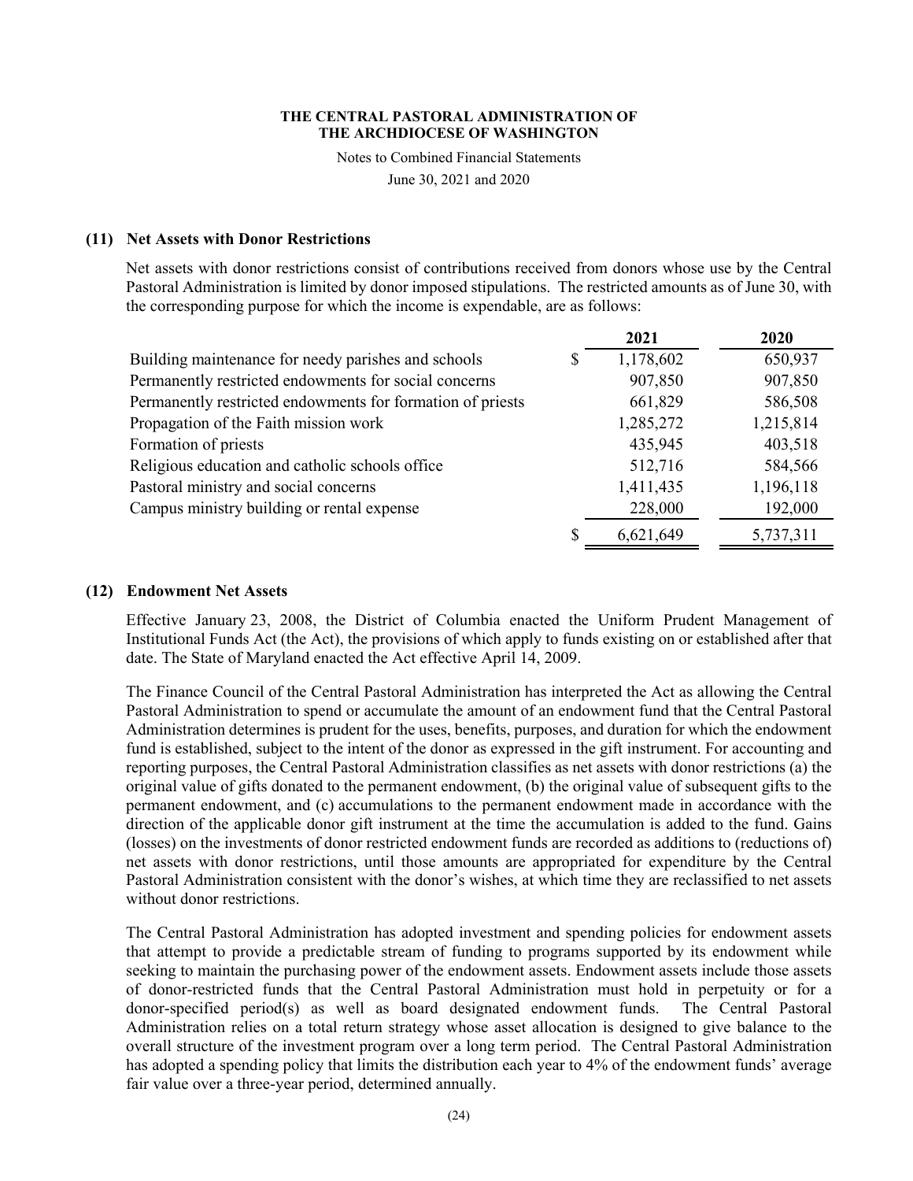### (11) Net Assets with Donor Restrictions

Net assets with donor restrictions consist of contributions received from donors whose use by the Central Pastoral Administration is limited by donor imposed stipulations. The restricted amounts as of June 30, with the corresponding purpose for which the income is expendable, are as follows:

| | 2021 | 2020 |
|---|---|---|
| Building maintenance for needy parishes and schools | $ 1,178,602 | 650,937 |
| Permanently restricted endowments for social concerns | 907,850 | 907,850 |
| Permanently restricted endowments for formation of priests | 661,829 | 586,508 |
| Propagation of the Faith mission work | 1,285,272 | 1,215,814 |
| Formation of priests | 435,945 | 403,518 |
| Religious education and catholic schools office | 512,716 | 584,566 |
| Pastoral ministry and social concerns | 1,411,435 | 1,196,118 |
| Campus ministry building or rental expense | 228,000 | 192,000 |
| | $ 6,621,649 | 5,737,311 |

### (12) Endowment Net Assets

Effective January 23, 2008, the District of Columbia enacted the Uniform Prudent Management of Institutional Funds Act (the Act), the provisions of which apply to funds existing on or established after that date. The State of Maryland enacted the Act effective April 14, 2009.

The Finance Council of the Central Pastoral Administration has interpreted the Act as allowing the Central Pastoral Administration to spend or accumulate the amount of an endowment fund that the Central Pastoral Administration determines is prudent for the uses, benefits, purposes, and duration for which the endowment fund is established, subject to the intent of the donor as expressed in the gift instrument. For accounting and reporting purposes, the Central Pastoral Administration classifies as net assets with donor restrictions (a) the original value of gifts donated to the permanent endowment, (b) the original value of subsequent gifts to the permanent endowment, and (c) accumulations to the permanent endowment made in accordance with the direction of the applicable donor gift instrument at the time the accumulation is added to the fund. Gains (losses) on the investments of donor restricted endowment funds are recorded as additions to (reductions of) net assets with donor restrictions, until those amounts are appropriated for expenditure by the Central Pastoral Administration consistent with the donor's wishes, at which time they are reclassified to net assets without donor restrictions.

The Central Pastoral Administration has adopted investment and spending policies for endowment assets that attempt to provide a predictable stream of funding to programs supported by its endowment while seeking to maintain the purchasing power of the endowment assets. Endowment assets include those assets of donor-restricted funds that the Central Pastoral Administration must hold in perpetuity or for a donor-specified period(s) as well as board designated endowment funds. The Central Pastoral Administration relies on a total return strategy whose asset allocation is designed to give balance to the overall structure of the investment program over a long term period. The Central Pastoral Administration has adopted a spending policy that limits the distribution each year to 4% of the endowment funds' average fair value over a three-year period, determined annually.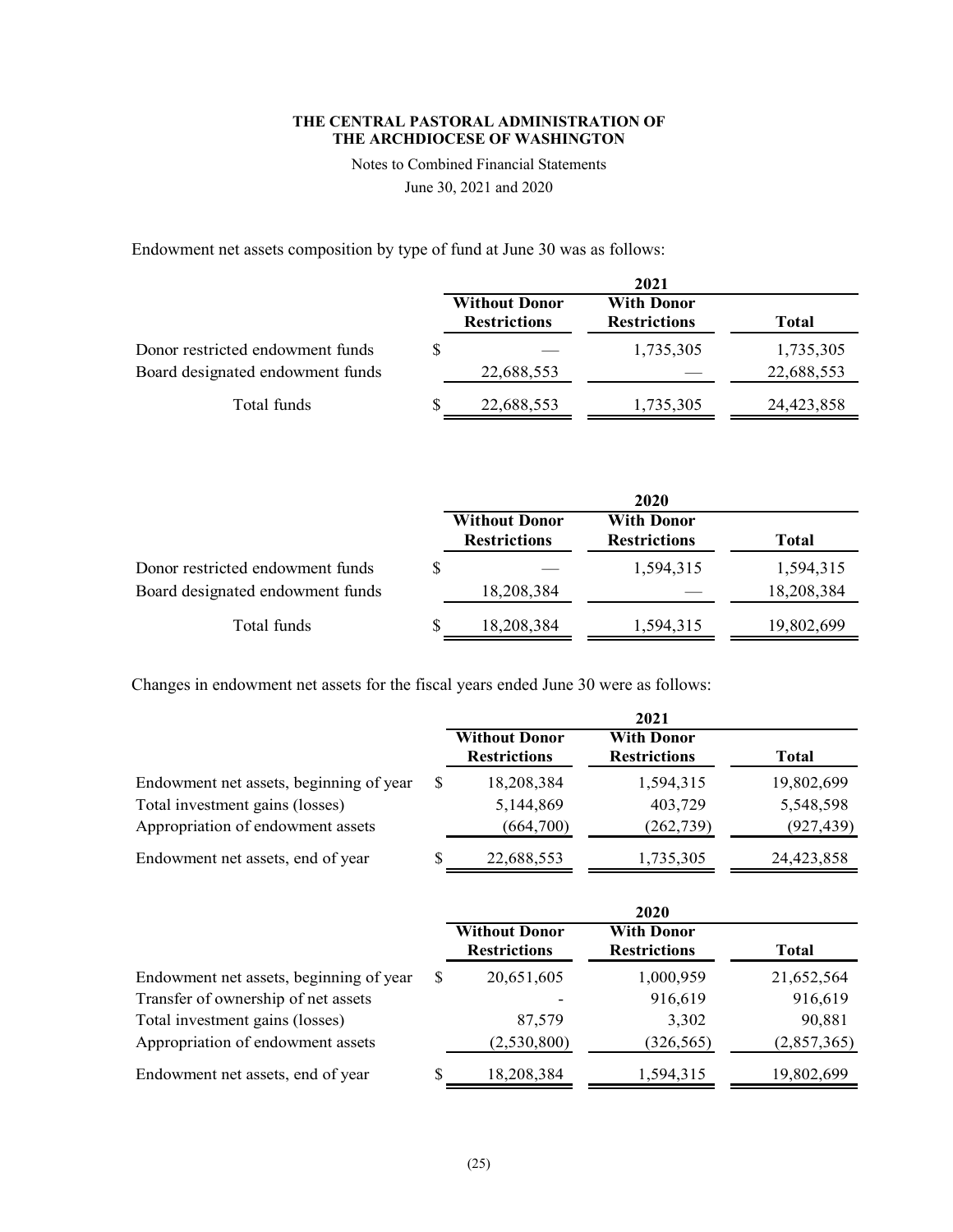**THE CENTRAL PASTORAL ADMINISTRATION OF THE ARCHDIOCESE OF WASHINGTON**

Notes to Combined Financial Statements

June 30, 2021 and 2020

Endowment net assets composition by type of fund at June 30 was as follows:

| | 2021 | | |
|---|---|---|---|
| | **Without Donor Restrictions** | **With Donor Restrictions** | **Total** |
| Donor restricted endowment funds | $ — | 1,735,305 | 1,735,305 |
| Board designated endowment funds | 22,688,553 | — | 22,688,553 |
| Total funds | $ 22,688,553 | 1,735,305 | 24,423,858 |

| | 2020 | | |
|---|---|---|---|
| | **Without Donor Restrictions** | **With Donor Restrictions** | **Total** |
| Donor restricted endowment funds | $ — | 1,594,315 | 1,594,315 |
| Board designated endowment funds | 18,208,384 | — | 18,208,384 |
| Total funds | $ 18,208,384 | 1,594,315 | 19,802,699 |

Changes in endowment net assets for the fiscal years ended June 30 were as follows:

| | 2021 | | |
|---|---|---|---|
| | **Without Donor Restrictions** | **With Donor Restrictions** | **Total** |
| Endowment net assets, beginning of year | $ 18,208,384 | 1,594,315 | 19,802,699 |
| Total investment gains (losses) | 5,144,869 | 403,729 | 5,548,598 |
| Appropriation of endowment assets | (664,700) | (262,739) | (927,439) |
| Endowment net assets, end of year | $ 22,688,553 | 1,735,305 | 24,423,858 |

| | 2020 | | |
|---|---|---|---|
| | **Without Donor Restrictions** | **With Donor Restrictions** | **Total** |
| Endowment net assets, beginning of year | $ 20,651,605 | 1,000,959 | 21,652,564 |
| Transfer of ownership of net assets | - | 916,619 | 916,619 |
| Total investment gains (losses) | 87,579 | 3,302 | 90,881 |
| Appropriation of endowment assets | (2,530,800) | (326,565) | (2,857,365) |
| Endowment net assets, end of year | $ 18,208,384 | 1,594,315 | 19,802,699 |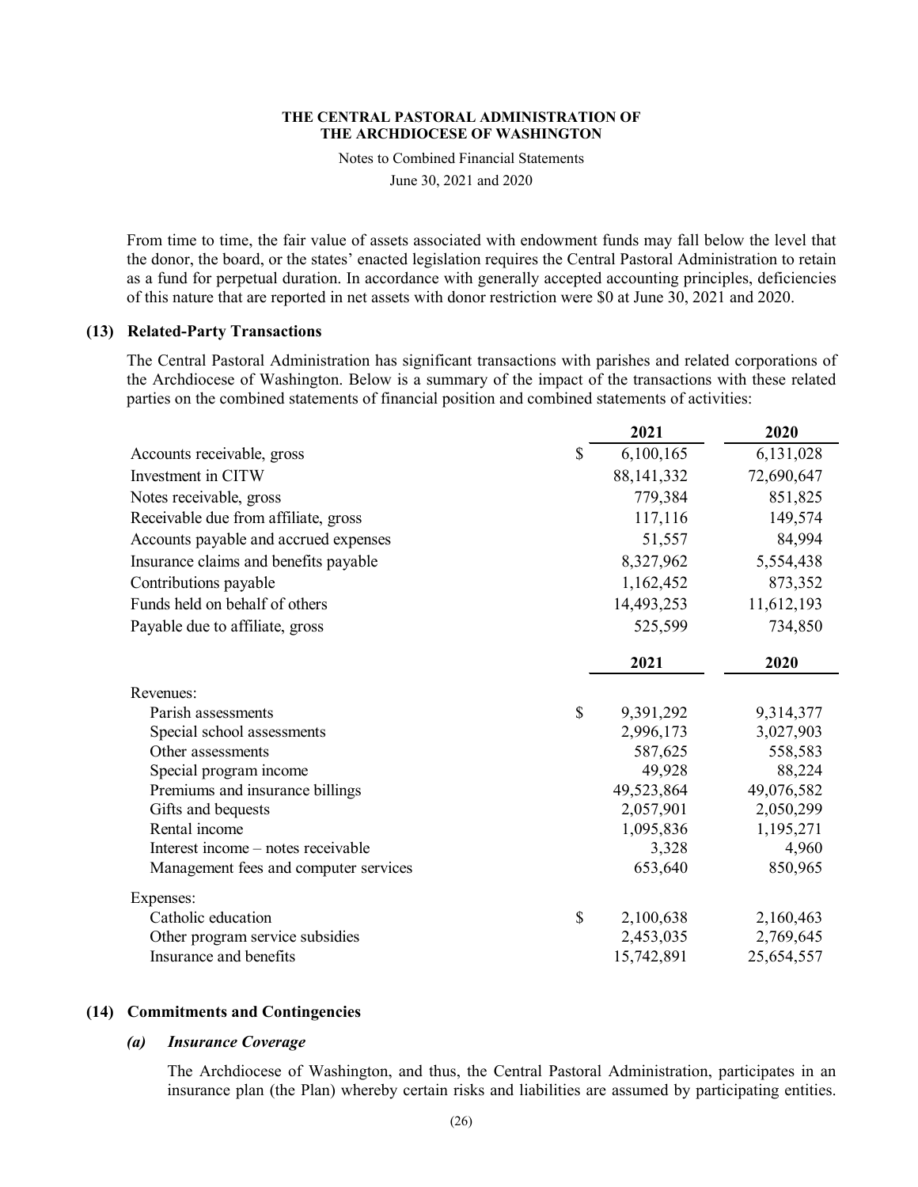From time to time, the fair value of assets associated with endowment funds may fall below the level that the donor, the board, or the states' enacted legislation requires the Central Pastoral Administration to retain as a fund for perpetual duration. In accordance with generally accepted accounting principles, deficiencies of this nature that are reported in net assets with donor restriction were $0 at June 30, 2021 and 2020.

## (13) Related-Party Transactions

The Central Pastoral Administration has significant transactions with parishes and related corporations of the Archdiocese of Washington. Below is a summary of the impact of the transactions with these related parties on the combined statements of financial position and combined statements of activities:

| | 2021 | 2020 |
|---|---|---|
| Accounts receivable, gross | $ 6,100,165 | 6,131,028 |
| Investment in CITW | 88,141,332 | 72,690,647 |
| Notes receivable, gross | 779,384 | 851,825 |
| Receivable due from affiliate, gross | 117,116 | 149,574 |
| Accounts payable and accrued expenses | 51,557 | 84,994 |
| Insurance claims and benefits payable | 8,327,962 | 5,554,438 |
| Contributions payable | 1,162,452 | 873,352 |
| Funds held on behalf of others | 14,493,253 | 11,612,193 |
| Payable due to affiliate, gross | 525,599 | 734,850 |

| | 2021 | 2020 |
|---|---|---|
| Revenues: | | |
| Parish assessments | $ 9,391,292 | 9,314,377 |
| Special school assessments | 2,996,173 | 3,027,903 |
| Other assessments | 587,625 | 558,583 |
| Special program income | 49,928 | 88,224 |
| Premiums and insurance billings | 49,523,864 | 49,076,582 |
| Gifts and bequests | 2,057,901 | 2,050,299 |
| Rental income | 1,095,836 | 1,195,271 |
| Interest income – notes receivable | 3,328 | 4,960 |
| Management fees and computer services | 653,640 | 850,965 |
| Expenses: | | |
| Catholic education | $ 2,100,638 | 2,160,463 |
| Other program service subsidies | 2,453,035 | 2,769,645 |
| Insurance and benefits | 15,742,891 | 25,654,557 |

## (14) Commitments and Contingencies

### *(a) Insurance Coverage*

The Archdiocese of Washington, and thus, the Central Pastoral Administration, participates in an insurance plan (the Plan) whereby certain risks and liabilities are assumed by participating entities.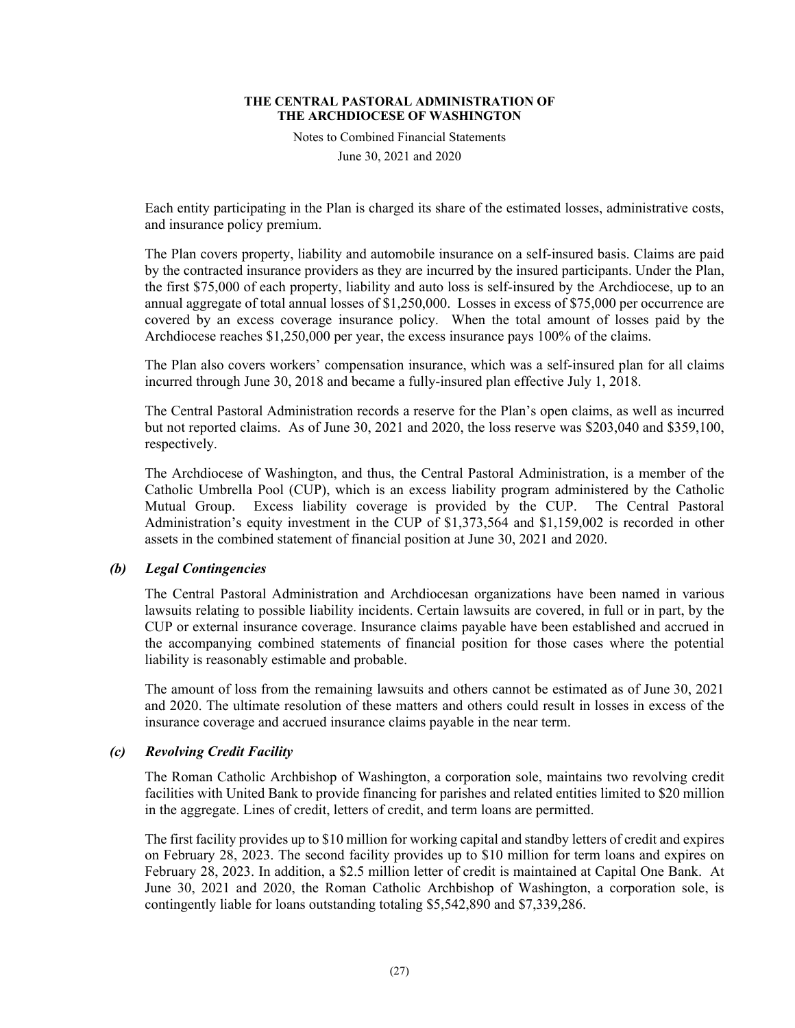Each entity participating in the Plan is charged its share of the estimated losses, administrative costs, and insurance policy premium.

The Plan covers property, liability and automobile insurance on a self-insured basis. Claims are paid by the contracted insurance providers as they are incurred by the insured participants. Under the Plan, the first $75,000 of each property, liability and auto loss is self-insured by the Archdiocese, up to an annual aggregate of total annual losses of $1,250,000. Losses in excess of $75,000 per occurrence are covered by an excess coverage insurance policy. When the total amount of losses paid by the Archdiocese reaches $1,250,000 per year, the excess insurance pays 100% of the claims.

The Plan also covers workers' compensation insurance, which was a self-insured plan for all claims incurred through June 30, 2018 and became a fully-insured plan effective July 1, 2018.

The Central Pastoral Administration records a reserve for the Plan's open claims, as well as incurred but not reported claims. As of June 30, 2021 and 2020, the loss reserve was $203,040 and $359,100, respectively.

The Archdiocese of Washington, and thus, the Central Pastoral Administration, is a member of the Catholic Umbrella Pool (CUP), which is an excess liability program administered by the Catholic Mutual Group. Excess liability coverage is provided by the CUP. The Central Pastoral Administration's equity investment in the CUP of $1,373,564 and $1,159,002 is recorded in other assets in the combined statement of financial position at June 30, 2021 and 2020.

### *(b) Legal Contingencies*

The Central Pastoral Administration and Archdiocesan organizations have been named in various lawsuits relating to possible liability incidents. Certain lawsuits are covered, in full or in part, by the CUP or external insurance coverage. Insurance claims payable have been established and accrued in the accompanying combined statements of financial position for those cases where the potential liability is reasonably estimable and probable.

The amount of loss from the remaining lawsuits and others cannot be estimated as of June 30, 2021 and 2020. The ultimate resolution of these matters and others could result in losses in excess of the insurance coverage and accrued insurance claims payable in the near term.

### *(c) Revolving Credit Facility*

The Roman Catholic Archbishop of Washington, a corporation sole, maintains two revolving credit facilities with United Bank to provide financing for parishes and related entities limited to $20 million in the aggregate. Lines of credit, letters of credit, and term loans are permitted.

The first facility provides up to $10 million for working capital and standby letters of credit and expires on February 28, 2023. The second facility provides up to $10 million for term loans and expires on February 28, 2023. In addition, a $2.5 million letter of credit is maintained at Capital One Bank. At June 30, 2021 and 2020, the Roman Catholic Archbishop of Washington, a corporation sole, is contingently liable for loans outstanding totaling $5,542,890 and $7,339,286.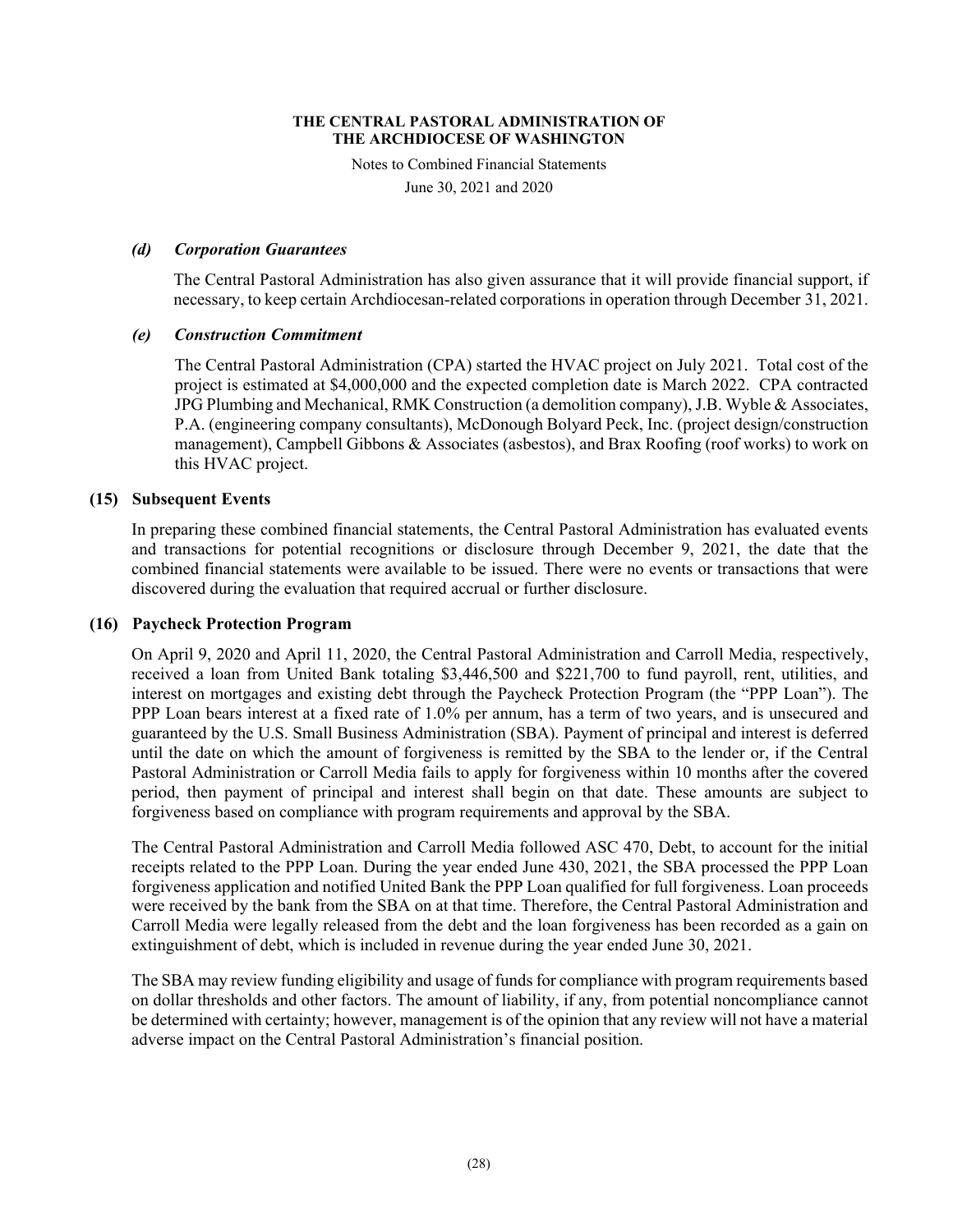### *(d) Corporation Guarantees*

The Central Pastoral Administration has also given assurance that it will provide financial support, if necessary, to keep certain Archdiocesan-related corporations in operation through December 31, 2021.

### *(e) Construction Commitment*

The Central Pastoral Administration (CPA) started the HVAC project on July 2021. Total cost of the project is estimated at $4,000,000 and the expected completion date is March 2022. CPA contracted JPG Plumbing and Mechanical, RMK Construction (a demolition company), J.B. Wyble & Associates, P.A. (engineering company consultants), McDonough Bolyard Peck, Inc. (project design/construction management), Campbell Gibbons & Associates (asbestos), and Brax Roofing (roof works) to work on this HVAC project.

## (15) Subsequent Events

In preparing these combined financial statements, the Central Pastoral Administration has evaluated events and transactions for potential recognitions or disclosure through December 9, 2021, the date that the combined financial statements were available to be issued. There were no events or transactions that were discovered during the evaluation that required accrual or further disclosure.

## (16) Paycheck Protection Program

On April 9, 2020 and April 11, 2020, the Central Pastoral Administration and Carroll Media, respectively, received a loan from United Bank totaling $3,446,500 and $221,700 to fund payroll, rent, utilities, and interest on mortgages and existing debt through the Paycheck Protection Program (the "PPP Loan"). The PPP Loan bears interest at a fixed rate of 1.0% per annum, has a term of two years, and is unsecured and guaranteed by the U.S. Small Business Administration (SBA). Payment of principal and interest is deferred until the date on which the amount of forgiveness is remitted by the SBA to the lender or, if the Central Pastoral Administration or Carroll Media fails to apply for forgiveness within 10 months after the covered period, then payment of principal and interest shall begin on that date. These amounts are subject to forgiveness based on compliance with program requirements and approval by the SBA.

The Central Pastoral Administration and Carroll Media followed ASC 470, Debt, to account for the initial receipts related to the PPP Loan. During the year ended June 430, 2021, the SBA processed the PPP Loan forgiveness application and notified United Bank the PPP Loan qualified for full forgiveness. Loan proceeds were received by the bank from the SBA on at that time. Therefore, the Central Pastoral Administration and Carroll Media were legally released from the debt and the loan forgiveness has been recorded as a gain on extinguishment of debt, which is included in revenue during the year ended June 30, 2021.

The SBA may review funding eligibility and usage of funds for compliance with program requirements based on dollar thresholds and other factors. The amount of liability, if any, from potential noncompliance cannot be determined with certainty; however, management is of the opinion that any review will not have a material adverse impact on the Central Pastoral Administration's financial position.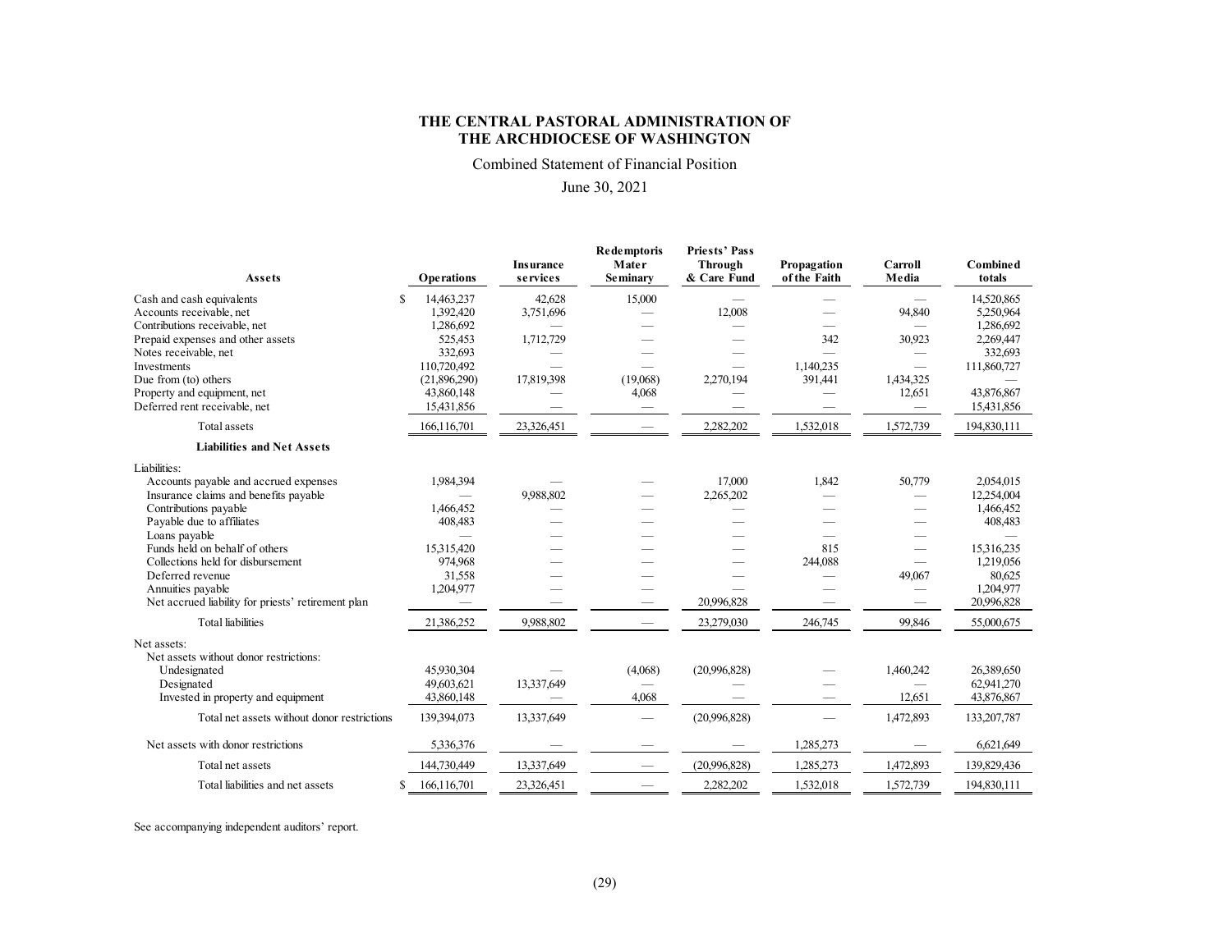**THE CENTRAL PASTORAL ADMINISTRATION OF THE ARCHDIOCESE OF WASHINGTON**

Combined Statement of Financial Position

June 30, 2021

| Assets | Operations | Insurance services | Redemptoris Mater Seminary | Priests' Pass Through & Care Fund | Propagation of the Faith | Carroll Media | Combined totals |
|---|---|---|---|---|---|---|---|
| Cash and cash equivalents | $ 14,463,237 | 42,628 | 15,000 | — | — | — | 14,520,865 |
| Accounts receivable, net | 1,392,420 | 3,751,696 | — | 12,008 | — | 94,840 | 5,250,964 |
| Contributions receivable, net | 1,286,692 | — | — | — | — | — | 1,286,692 |
| Prepaid expenses and other assets | 525,453 | 1,712,729 | — | — | 342 | 30,923 | 2,269,447 |
| Notes receivable, net | 332,693 | — | — | — | — | — | 332,693 |
| Investments | 110,720,492 | — | — | — | 1,140,235 | — | 111,860,727 |
| Due from (to) others | (21,896,290) | 17,819,398 | (19,068) | 2,270,194 | 391,441 | 1,434,325 | — |
| Property and equipment, net | 43,860,148 | — | 4,068 | — | — | 12,651 | 43,876,867 |
| Deferred rent receivable, net | 15,431,856 | — | — | — | — | — | 15,431,856 |
| Total assets | 166,116,701 | 23,326,451 | — | 2,282,202 | 1,532,018 | 1,572,739 | 194,830,111 |
| **Liabilities and Net Assets** | | | | | | | |
| Liabilities: | | | | | | | |
| Accounts payable and accrued expenses | 1,984,394 | — | — | 17,000 | 1,842 | 50,779 | 2,054,015 |
| Insurance claims and benefits payable | — | 9,988,802 | — | 2,265,202 | — | — | 12,254,004 |
| Contributions payable | 1,466,452 | — | — | — | — | — | 1,466,452 |
| Payable due to affiliates | 408,483 | — | — | — | — | — | 408,483 |
| Loans payable | — | — | — | — | — | — | — |
| Funds held on behalf of others | 15,315,420 | — | — | — | 815 | — | 15,316,235 |
| Collections held for disbursement | 974,968 | — | — | — | 244,088 | — | 1,219,056 |
| Deferred revenue | 31,558 | — | — | — | — | 49,067 | 80,625 |
| Annuities payable | 1,204,977 | — | — | — | — | — | 1,204,977 |
| Net accrued liability for priests' retirement plan | — | — | — | 20,996,828 | — | — | 20,996,828 |
| Total liabilities | 21,386,252 | 9,988,802 | — | 23,279,030 | 246,745 | 99,846 | 55,000,675 |
| Net assets: | | | | | | | |
| Net assets without donor restrictions: | | | | | | | |
| Undesignated | 45,930,304 | — | (4,068) | (20,996,828) | — | 1,460,242 | 26,389,650 |
| Designated | 49,603,621 | 13,337,649 | — | — | — | — | 62,941,270 |
| Invested in property and equipment | 43,860,148 | — | 4,068 | — | — | 12,651 | 43,876,867 |
| Total net assets without donor restrictions | 139,394,073 | 13,337,649 | — | (20,996,828) | — | 1,472,893 | 133,207,787 |
| Net assets with donor restrictions | 5,336,376 | — | — | — | 1,285,273 | — | 6,621,649 |
| Total net assets | 144,730,449 | 13,337,649 | — | (20,996,828) | 1,285,273 | 1,472,893 | 139,829,436 |
| Total liabilities and net assets | $ 166,116,701 | 23,326,451 | — | 2,282,202 | 1,532,018 | 1,572,739 | 194,830,111 |

See accompanying independent auditors' report.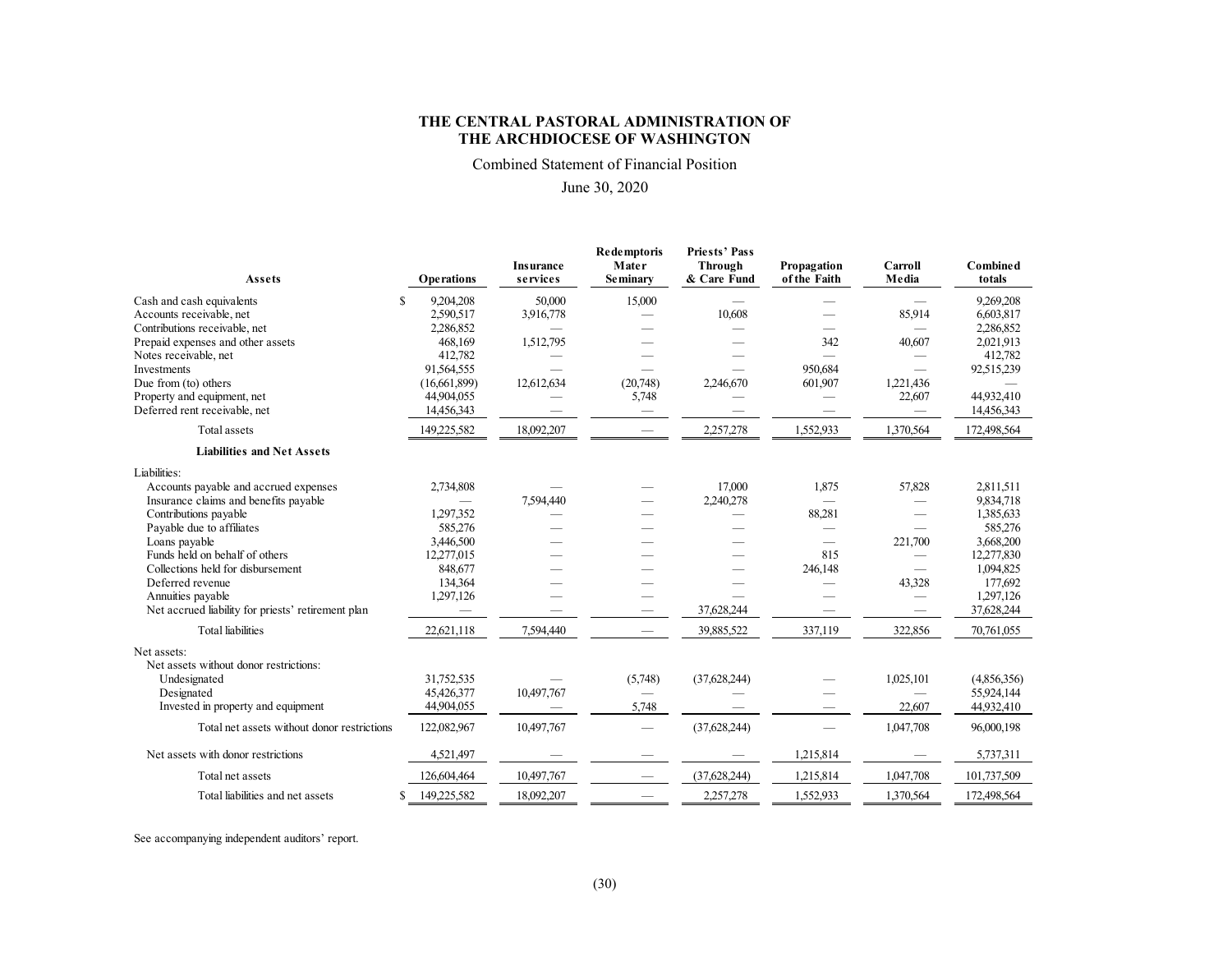**THE CENTRAL PASTORAL ADMINISTRATION OF THE ARCHDIOCESE OF WASHINGTON**

Combined Statement of Financial Position

June 30, 2020

| Assets | Operations | Insurance services | Redemptoris Mater Seminary | Priests' Pass Through & Care Fund | Propagation of the Faith | Carroll Media | Combined totals |
|---|---|---|---|---|---|---|---|
| Cash and cash equivalents | $ 9,204,208 | 50,000 | 15,000 | — | — | — | 9,269,208 |
| Accounts receivable, net | 2,590,517 | 3,916,778 | — | 10,608 | — | 85,914 | 6,603,817 |
| Contributions receivable, net | 2,286,852 | — | — | — | — | — | 2,286,852 |
| Prepaid expenses and other assets | 468,169 | 1,512,795 | — | — | 342 | 40,607 | 2,021,913 |
| Notes receivable, net | 412,782 | — | — | — | — | — | 412,782 |
| Investments | 91,564,555 | — | — | — | 950,684 | — | 92,515,239 |
| Due from (to) others | (16,661,899) | 12,612,634 | (20,748) | 2,246,670 | 601,907 | 1,221,436 | — |
| Property and equipment, net | 44,904,055 | — | 5,748 | — | — | 22,607 | 44,932,410 |
| Deferred rent receivable, net | 14,456,343 | — | — | — | — | — | 14,456,343 |
| Total assets | 149,225,582 | 18,092,207 | — | 2,257,278 | 1,552,933 | 1,370,564 | 172,498,564 |
| **Liabilities and Net Assets** | | | | | | | |
| Liabilities: | | | | | | | |
| Accounts payable and accrued expenses | 2,734,808 | — | — | 17,000 | 1,875 | 57,828 | 2,811,511 |
| Insurance claims and benefits payable | — | 7,594,440 | — | 2,240,278 | — | — | 9,834,718 |
| Contributions payable | 1,297,352 | — | — | — | 88,281 | — | 1,385,633 |
| Payable due to affiliates | 585,276 | — | — | — | — | — | 585,276 |
| Loans payable | 3,446,500 | — | — | — | — | 221,700 | 3,668,200 |
| Funds held on behalf of others | 12,277,015 | — | — | — | 815 | — | 12,277,830 |
| Collections held for disbursement | 848,677 | — | — | — | 246,148 | — | 1,094,825 |
| Deferred revenue | 134,364 | — | — | — | — | 43,328 | 177,692 |
| Annuities payable | 1,297,126 | — | — | — | — | — | 1,297,126 |
| Net accrued liability for priests' retirement plan | — | — | — | 37,628,244 | — | — | 37,628,244 |
| Total liabilities | 22,621,118 | 7,594,440 | — | 39,885,522 | 337,119 | 322,856 | 70,761,055 |
| Net assets: | | | | | | | |
| Net assets without donor restrictions: | | | | | | | |
| Undesignated | 31,752,535 | — | (5,748) | (37,628,244) | — | 1,025,101 | (4,856,356) |
| Designated | 45,426,377 | 10,497,767 | — | — | — | — | 55,924,144 |
| Invested in property and equipment | 44,904,055 | — | 5,748 | — | — | 22,607 | 44,932,410 |
| Total net assets without donor restrictions | 122,082,967 | 10,497,767 | — | (37,628,244) | — | 1,047,708 | 96,000,198 |
| Net assets with donor restrictions | 4,521,497 | — | — | — | 1,215,814 | — | 5,737,311 |
| Total net assets | 126,604,464 | 10,497,767 | — | (37,628,244) | 1,215,814 | 1,047,708 | 101,737,509 |
| Total liabilities and net assets | $ 149,225,582 | 18,092,207 | — | 2,257,278 | 1,552,933 | 1,370,564 | 172,498,564 |

See accompanying independent auditors' report.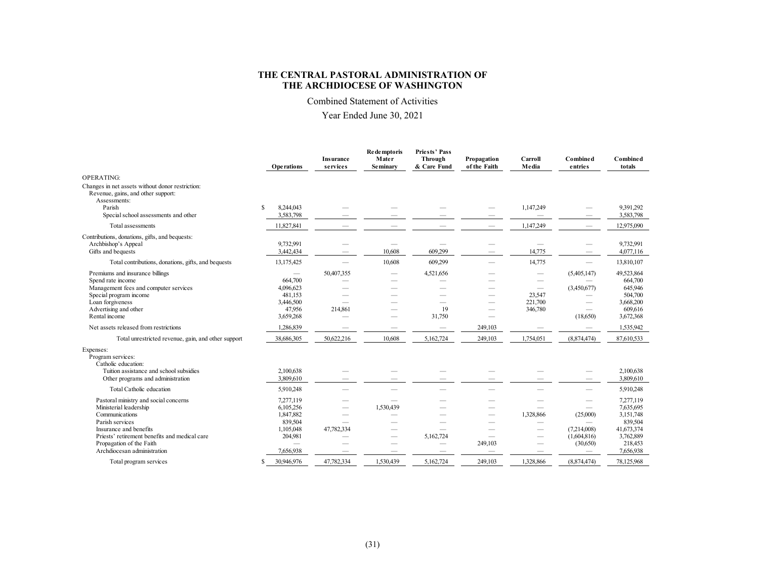# THE CENTRAL PASTORAL ADMINISTRATION OF THE ARCHDIOCESE OF WASHINGTON

Combined Statement of Activities

Year Ended June 30, 2021

| | Operations | Insurance services | Redemptoris Mater Seminary | Priests' Pass Through & Care Fund | Propagation of the Faith | Carroll Media | Combined entries | Combined totals |
|---|---|---|---|---|---|---|---|---|
| OPERATING: | | | | | | | | |
| Changes in net assets without donor restriction: | | | | | | | | |
| Revenue, gains, and other support: | | | | | | | | |
| Assessments: | | | | | | | | |
| Parish | $ 8,244,043 | — | — | — | — | 1,147,249 | — | 9,391,292 |
| Special school assessments and other | 3,583,798 | — | — | — | — | — | — | 3,583,798 |
| Total assessments | 11,827,841 | — | — | — | — | 1,147,249 | — | 12,975,090 |
| Contributions, donations, gifts, and bequests: | | | | | | | | |
| Archbishop's Appeal | 9,732,991 | — | — | — | — | — | — | 9,732,991 |
| Gifts and bequests | 3,442,434 | — | 10,608 | 609,299 | — | 14,775 | — | 4,077,116 |
| Total contributions, donations, gifts, and bequests | 13,175,425 | — | 10,608 | 609,299 | — | 14,775 | — | 13,810,107 |
| Premiums and insurance billings | — | 50,407,355 | — | 4,521,656 | — | — | (5,405,147) | 49,523,864 |
| Spend rate income | 664,700 | — | — | — | — | — | — | 664,700 |
| Management fees and computer services | 4,096,623 | — | — | — | — | — | (3,450,677) | 645,946 |
| Special program income | 481,153 | — | — | — | — | 23,547 | — | 504,700 |
| Loan forgiveness | 3,446,500 | — | — | — | — | 221,700 | — | 3,668,200 |
| Advertising and other | 47,956 | 214,861 | — | 19 | — | 346,780 | — | 609,616 |
| Rental income | 3,659,268 | — | — | 31,750 | — | | (18,650) | 3,672,368 |
| Net assets released from restrictions | 1,286,839 | — | — | — | 249,103 | — | — | 1,535,942 |
| Total unrestricted revenue, gain, and other support | 38,686,305 | 50,622,216 | 10,608 | 5,162,724 | 249,103 | 1,754,051 | (8,874,474) | 87,610,533 |
| Expenses: | | | | | | | | |
| Program services: | | | | | | | | |
| Catholic education: | | | | | | | | |
| Tuition assistance and school subsidies | 2,100,638 | — | — | — | — | — | — | 2,100,638 |
| Other programs and administration | 3,809,610 | — | — | — | — | — | — | 3,809,610 |
| Total Catholic education | 5,910,248 | — | — | — | — | — | — | 5,910,248 |
| Pastoral ministry and social concerns | 7,277,119 | — | — | — | — | — | — | 7,277,119 |
| Ministerial leadership | 6,105,256 | — | 1,530,439 | — | — | — | — | 7,635,695 |
| Communications | 1,847,882 | — | — | — | — | 1,328,866 | (25,000) | 3,151,748 |
| Parish services | 839,504 | — | — | — | — | — | — | 839,504 |
| Insurance and benefits | 1,105,048 | 47,782,334 | — | — | — | — | (7,214,008) | 41,673,374 |
| Priests' retirement benefits and medical care | 204,981 | — | — | 5,162,724 | — | — | (1,604,816) | 3,762,889 |
| Propagation of the Faith | — | — | — | — | 249,103 | — | (30,650) | 218,453 |
| Archdiocesan administration | 7,656,938 | — | — | — | — | — | — | 7,656,938 |
| Total program services | $ 30,946,976 | 47,782,334 | 1,530,439 | 5,162,724 | 249,103 | 1,328,866 | (8,874,474) | 78,125,968 |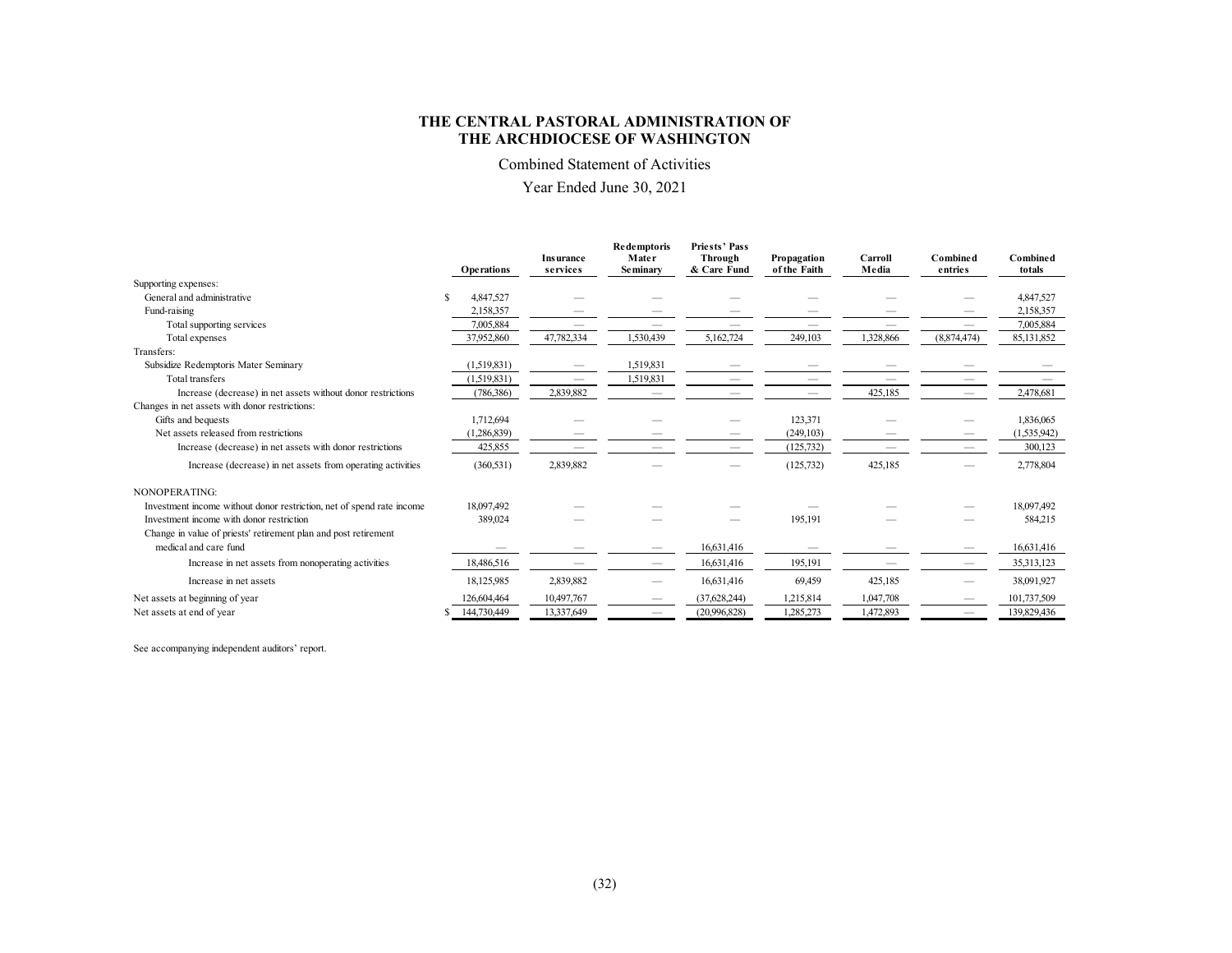# THE CENTRAL PASTORAL ADMINISTRATION OF THE ARCHDIOCESE OF WASHINGTON

Combined Statement of Activities

Year Ended June 30, 2021

| | Operations | Insurance services | Redemptoris Mater Seminary | Priests' Pass Through & Care Fund | Propagation of the Faith | Carroll Media | Combined entries | Combined totals |
|---|---|---|---|---|---|---|---|---|
| Supporting expenses: | | | | | | | | |
| General and administrative | $ 4,847,527 | — | — | — | — | — | — | 4,847,527 |
| Fund-raising | 2,158,357 | — | — | — | — | — | — | 2,158,357 |
| Total supporting services | 7,005,884 | — | — | — | — | — | — | 7,005,884 |
| Total expenses | 37,952,860 | 47,782,334 | 1,530,439 | 5,162,724 | 249,103 | 1,328,866 | (8,874,474) | 85,131,852 |
| Transfers: | | | | | | | | |
| Subsidize Redemptoris Mater Seminary | (1,519,831) | — | 1,519,831 | — | — | — | — | — |
| Total transfers | (1,519,831) | — | 1,519,831 | — | — | — | — | — |
| Increase (decrease) in net assets without donor restrictions | (786,386) | 2,839,882 | — | — | — | 425,185 | — | 2,478,681 |
| Changes in net assets with donor restrictions: | | | | | | | | |
| Gifts and bequests | 1,712,694 | — | — | — | 123,371 | — | — | 1,836,065 |
| Net assets released from restrictions | (1,286,839) | — | — | — | (249,103) | — | — | (1,535,942) |
| Increase (decrease) in net assets with donor restrictions | 425,855 | — | — | — | (125,732) | — | — | 300,123 |
| Increase (decrease) in net assets from operating activities | (360,531) | 2,839,882 | — | — | (125,732) | 425,185 | — | 2,778,804 |
| NONOPERATING: | | | | | | | | |
| Investment income without donor restriction, net of spend rate income | 18,097,492 | — | — | — | — | — | — | 18,097,492 |
| Investment income with donor restriction | 389,024 | — | — | — | 195,191 | — | — | 584,215 |
| Change in value of priests' retirement plan and post retirement medical and care fund | — | — | — | 16,631,416 | — | — | — | 16,631,416 |
| Increase in net assets from nonoperating activities | 18,486,516 | — | — | 16,631,416 | 195,191 | — | — | 35,313,123 |
| Increase in net assets | 18,125,985 | 2,839,882 | — | 16,631,416 | 69,459 | 425,185 | — | 38,091,927 |
| Net assets at beginning of year | 126,604,464 | 10,497,767 | — | (37,628,244) | 1,215,814 | 1,047,708 | — | 101,737,509 |
| Net assets at end of year | $ 144,730,449 | 13,337,649 | — | (20,996,828) | 1,285,273 | 1,472,893 | — | 139,829,436 |

See accompanying independent auditors' report.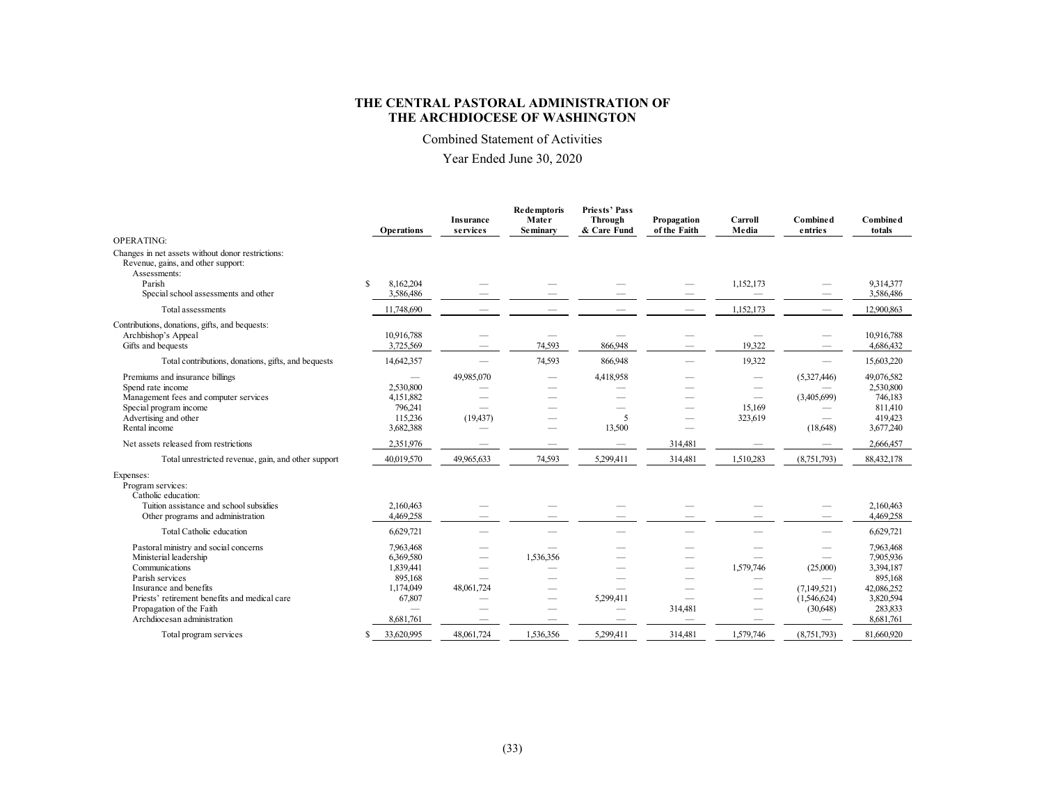# THE CENTRAL PASTORAL ADMINISTRATION OF THE ARCHDIOCESE OF WASHINGTON

Combined Statement of Activities

Year Ended June 30, 2020

| | Operations | Insurance services | Redemptoris Mater Seminary | Priests' Pass Through & Care Fund | Propagation of the Faith | Carroll Media | Combined entries | Combined totals |
|---|---|---|---|---|---|---|---|---|
| OPERATING: | | | | | | | | |
| Changes in net assets without donor restrictions: | | | | | | | | |
| Revenue, gains, and other support: | | | | | | | | |
| Assessments: | | | | | | | | |
| Parish | $ 8,162,204 | — | — | — | — | 1,152,173 | — | 9,314,377 |
| Special school assessments and other | 3,586,486 | — | — | — | — | — | — | 3,586,486 |
| Total assessments | 11,748,690 | — | — | — | — | 1,152,173 | — | 12,900,863 |
| Contributions, donations, gifts, and bequests: | | | | | | | | |
| Archbishop's Appeal | 10,916,788 | — | — | — | — | — | — | 10,916,788 |
| Gifts and bequests | 3,725,569 | — | 74,593 | 866,948 | — | 19,322 | — | 4,686,432 |
| Total contributions, donations, gifts, and bequests | 14,642,357 | — | 74,593 | 866,948 | — | 19,322 | — | 15,603,220 |
| Premiums and insurance billings | — | 49,985,070 | — | 4,418,958 | — | — | (5,327,446) | 49,076,582 |
| Spend rate income | 2,530,800 | — | — | — | — | — | — | 2,530,800 |
| Management fees and computer services | 4,151,882 | — | — | — | — | — | (3,405,699) | 746,183 |
| Special program income | 796,241 | — | — | — | — | 15,169 | — | 811,410 |
| Advertising and other | 115,236 | (19,437) | — | 5 | — | 323,619 | — | 419,423 |
| Rental income | 3,682,388 | — | — | 13,500 | — | | (18,648) | 3,677,240 |
| Net assets released from restrictions | 2,351,976 | — | — | — | 314,481 | — | — | 2,666,457 |
| Total unrestricted revenue, gain, and other support | 40,019,570 | 49,965,633 | 74,593 | 5,299,411 | 314,481 | 1,510,283 | (8,751,793) | 88,432,178 |
| Expenses: | | | | | | | | |
| Program services: | | | | | | | | |
| Catholic education: | | | | | | | | |
| Tuition assistance and school subsidies | 2,160,463 | — | — | — | — | — | — | 2,160,463 |
| Other programs and administration | 4,469,258 | — | — | — | — | — | — | 4,469,258 |
| Total Catholic education | 6,629,721 | — | — | — | — | — | — | 6,629,721 |
| Pastoral ministry and social concerns | 7,963,468 | — | — | — | — | — | — | 7,963,468 |
| Ministerial leadership | 6,369,580 | — | 1,536,356 | — | — | — | — | 7,905,936 |
| Communications | 1,839,441 | — | — | — | — | 1,579,746 | (25,000) | 3,394,187 |
| Parish services | 895,168 | — | — | — | — | — | — | 895,168 |
| Insurance and benefits | 1,174,049 | 48,061,724 | — | — | — | — | (7,149,521) | 42,086,252 |
| Priests' retirement benefits and medical care | 67,807 | — | — | 5,299,411 | — | — | (1,546,624) | 3,820,594 |
| Propagation of the Faith | — | — | — | — | 314,481 | — | (30,648) | 283,833 |
| Archdiocesan administration | 8,681,761 | — | — | — | — | — | — | 8,681,761 |
| Total program services | $ 33,620,995 | 48,061,724 | 1,536,356 | 5,299,411 | 314,481 | 1,579,746 | (8,751,793) | 81,660,920 |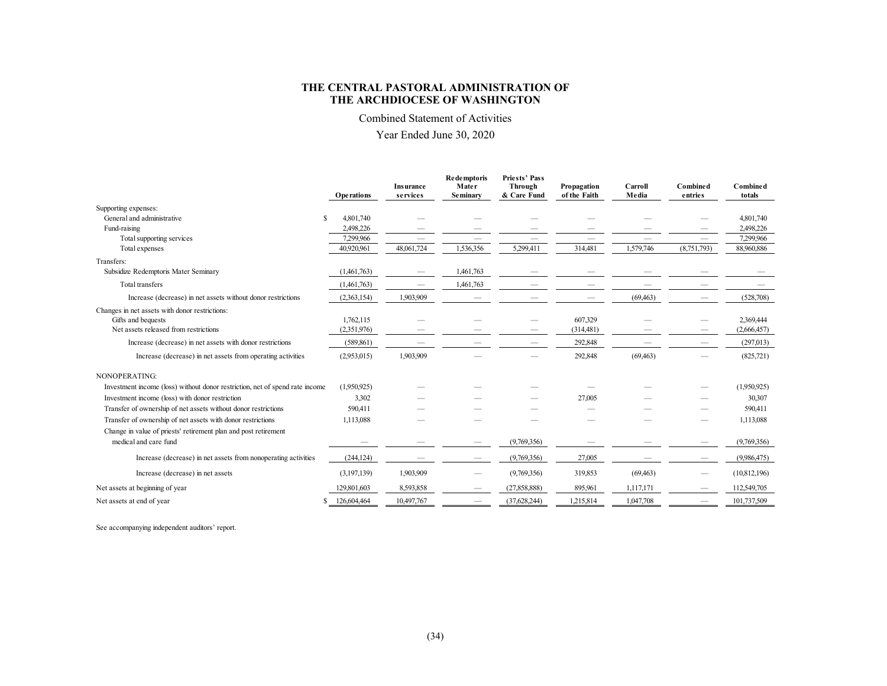# THE CENTRAL PASTORAL ADMINISTRATION OF THE ARCHDIOCESE OF WASHINGTON

Combined Statement of Activities

Year Ended June 30, 2020

| | Operations | Insurance services | Redemptoris Mater Seminary | Priests' Pass Through & Care Fund | Propagation of the Faith | Carroll Media | Combined entries | Combined totals |
|---|---|---|---|---|---|---|---|---|
| Supporting expenses: | | | | | | | | |
| General and administrative | $ 4,801,740 | — | — | — | — | — | — | 4,801,740 |
| Fund-raising | 2,498,226 | — | — | — | — | — | — | 2,498,226 |
| Total supporting services | 7,299,966 | — | — | — | — | — | — | 7,299,966 |
| Total expenses | 40,920,961 | 48,061,724 | 1,536,356 | 5,299,411 | 314,481 | 1,579,746 | (8,751,793) | 88,960,886 |
| Transfers: | | | | | | | | |
| Subsidize Redemptoris Mater Seminary | (1,461,763) | — | 1,461,763 | — | — | — | — | — |
| Total transfers | (1,461,763) | — | 1,461,763 | — | — | — | — | — |
| Increase (decrease) in net assets without donor restrictions | (2,363,154) | 1,903,909 | — | — | — | (69,463) | — | (528,708) |
| Changes in net assets with donor restrictions: | | | | | | | | |
| Gifts and bequests | 1,762,115 | — | — | — | 607,329 | — | — | 2,369,444 |
| Net assets released from restrictions | (2,351,976) | — | — | — | (314,481) | — | — | (2,666,457) |
| Increase (decrease) in net assets with donor restrictions | (589,861) | — | — | — | 292,848 | — | — | (297,013) |
| Increase (decrease) in net assets from operating activities | (2,953,015) | 1,903,909 | — | — | 292,848 | (69,463) | — | (825,721) |
| NONOPERATING: | | | | | | | | |
| Investment income (loss) without donor restriction, net of spend rate income | (1,950,925) | — | — | — | — | — | — | (1,950,925) |
| Investment income (loss) with donor restriction | 3,302 | — | — | — | 27,005 | — | — | 30,307 |
| Transfer of ownership of net assets without donor restrictions | 590,411 | — | — | — | — | — | — | 590,411 |
| Transfer of ownership of net assets with donor restrictions | 1,113,088 | — | — | — | — | — | — | 1,113,088 |
| Change in value of priests' retirement plan and post retirement medical and care fund | — | — | — | (9,769,356) | — | — | — | (9,769,356) |
| Increase (decrease) in net assets from nonoperating activities | (244,124) | — | — | (9,769,356) | 27,005 | — | — | (9,986,475) |
| Increase (decrease) in net assets | (3,197,139) | 1,903,909 | — | (9,769,356) | 319,853 | (69,463) | — | (10,812,196) |
| Net assets at beginning of year | 129,801,603 | 8,593,858 | — | (27,858,888) | 895,961 | 1,117,171 | — | 112,549,705 |
| Net assets at end of year | $ 126,604,464 | 10,497,767 | — | (37,628,244) | 1,215,814 | 1,047,708 | — | 101,737,509 |

See accompanying independent auditors' report.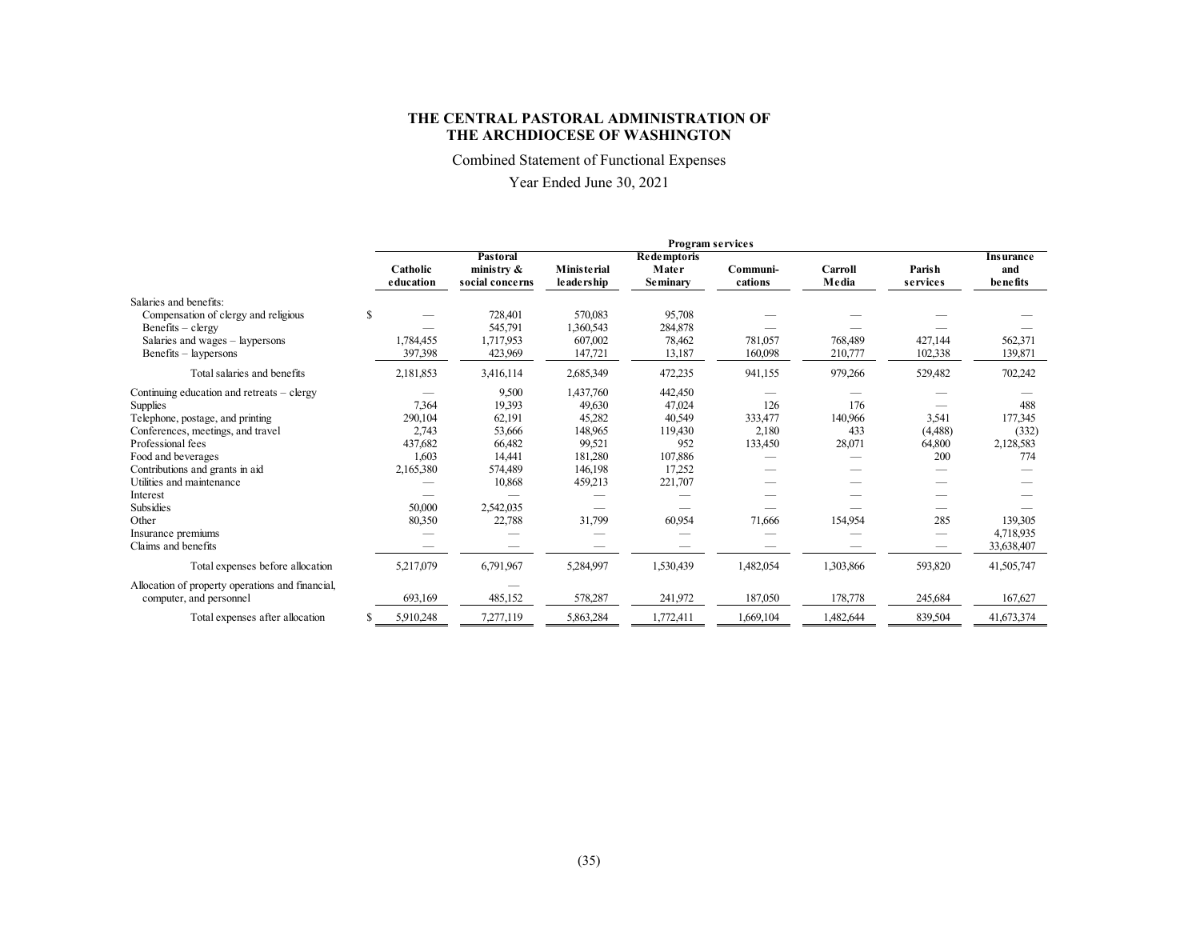**THE CENTRAL PASTORAL ADMINISTRATION OF THE ARCHDIOCESE OF WASHINGTON**

Combined Statement of Functional Expenses

Year Ended June 30, 2021

| | Program services | | | | | | | |
|---|---|---|---|---|---|---|---|---|
| | Catholic education | Pastoral ministry & social concerns | Ministerial leadership | Redemptoris Mater Seminary | Communi-cations | Carroll Media | Parish services | Insurance and benefits |
| Salaries and benefits: | | | | | | | | |
| Compensation of clergy and religious | $ — | 728,401 | 570,083 | 95,708 | — | — | — | — |
| Benefits – clergy | — | 545,791 | 1,360,543 | 284,878 | — | — | — | — |
| Salaries and wages – laypersons | 1,784,455 | 1,717,953 | 607,002 | 78,462 | 781,057 | 768,489 | 427,144 | 562,371 |
| Benefits – laypersons | 397,398 | 423,969 | 147,721 | 13,187 | 160,098 | 210,777 | 102,338 | 139,871 |
| Total salaries and benefits | 2,181,853 | 3,416,114 | 2,685,349 | 472,235 | 941,155 | 979,266 | 529,482 | 702,242 |
| Continuing education and retreats – clergy | — | 9,500 | 1,437,760 | 442,450 | — | — | — | — |
| Supplies | 7,364 | 19,393 | 49,630 | 47,024 | 126 | 176 | — | 488 |
| Telephone, postage, and printing | 290,104 | 62,191 | 45,282 | 40,549 | 333,477 | 140,966 | 3,541 | 177,345 |
| Conferences, meetings, and travel | 2,743 | 53,666 | 148,965 | 119,430 | 2,180 | 433 | (4,488) | (332) |
| Professional fees | 437,682 | 66,482 | 99,521 | 952 | 133,450 | 28,071 | 64,800 | 2,128,583 |
| Food and beverages | 1,603 | 14,441 | 181,280 | 107,886 | — | — | 200 | 774 |
| Contributions and grants in aid | 2,165,380 | 574,489 | 146,198 | 17,252 | — | — | — | — |
| Utilities and maintenance | — | 10,868 | 459,213 | 221,707 | — | — | — | — |
| Interest | — | — | — | — | — | — | — | — |
| Subsidies | 50,000 | 2,542,035 | — | — | — | — | — | — |
| Other | 80,350 | 22,788 | 31,799 | 60,954 | 71,666 | 154,954 | 285 | 139,305 |
| Insurance premiums | — | — | — | — | — | — | — | 4,718,935 |
| Claims and benefits | — | — | — | — | — | — | — | 33,638,407 |
| Total expenses before allocation | 5,217,079 | 6,791,967 | 5,284,997 | 1,530,439 | 1,482,054 | 1,303,866 | 593,820 | 41,505,747 |
| Allocation of property operations and financial, computer, and personnel | 693,169 | 485,152 | 578,287 | 241,972 | 187,050 | 178,778 | 245,684 | 167,627 |
| Total expenses after allocation | $ 5,910,248 | 7,277,119 | 5,863,284 | 1,772,411 | 1,669,104 | 1,482,644 | 839,504 | 41,673,374 |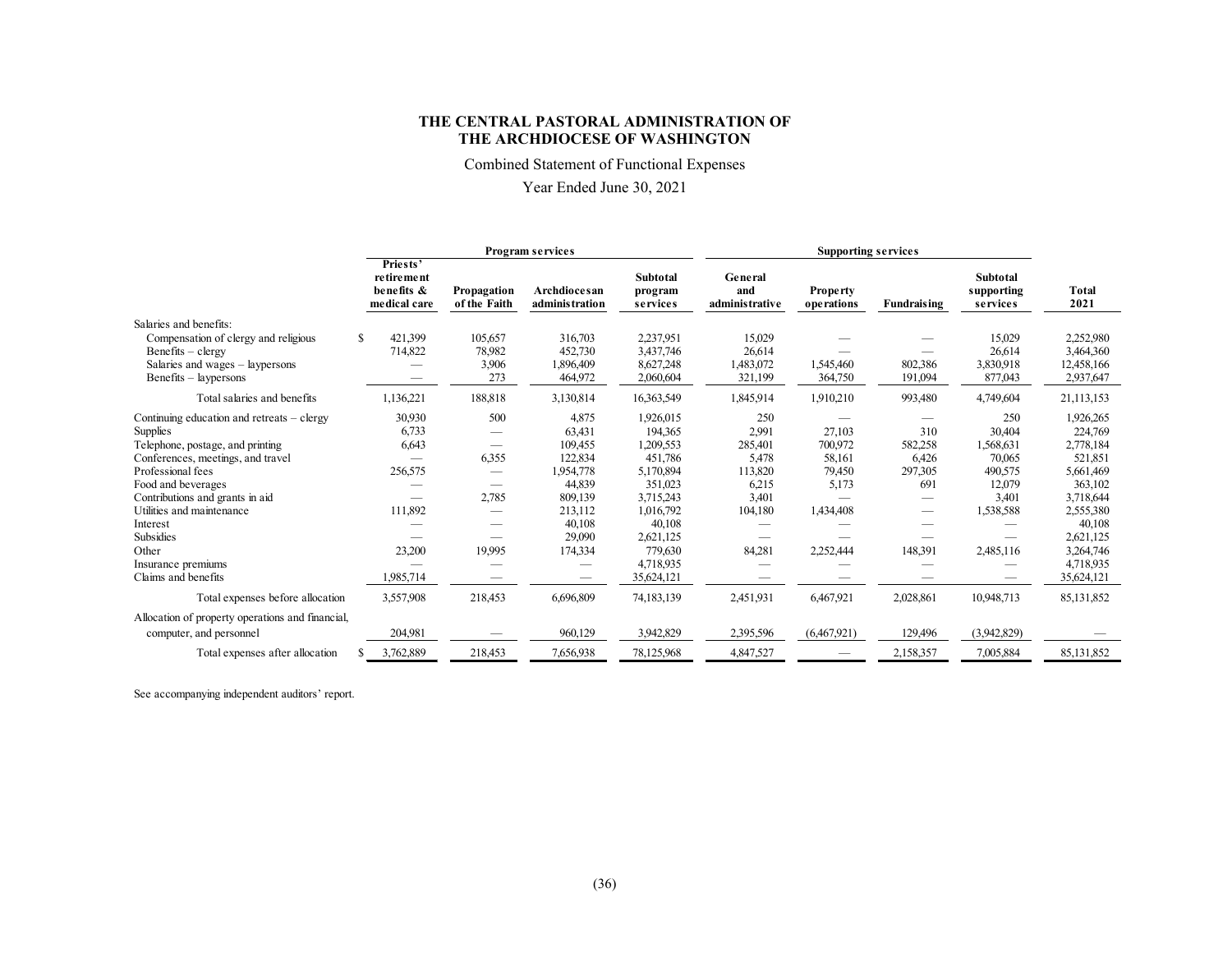**THE CENTRAL PASTORAL ADMINISTRATION OF THE ARCHDIOCESE OF WASHINGTON**

Combined Statement of Functional Expenses

Year Ended June 30, 2021

| | Program services | | | | Supporting services | | | | |
|---|---|---|---|---|---|---|---|---|---|
| | Priests' retirement benefits & medical care | Propagation of the Faith | Archdiocesan administration | Subtotal program services | General and administrative | Property operations | Fundraising | Subtotal supporting services | Total 2021 |
| Salaries and benefits: | | | | | | | | | |
| Compensation of clergy and religious | $ 421,399 | 105,657 | 316,703 | 2,237,951 | 15,029 | — | — | 15,029 | 2,252,980 |
| Benefits – clergy | 714,822 | 78,982 | 452,730 | 3,437,746 | 26,614 | — | — | 26,614 | 3,464,360 |
| Salaries and wages – laypersons | — | 3,906 | 1,896,409 | 8,627,248 | 1,483,072 | 1,545,460 | 802,386 | 3,830,918 | 12,458,166 |
| Benefits – laypersons | — | 273 | 464,972 | 2,060,604 | 321,199 | 364,750 | 191,094 | 877,043 | 2,937,647 |
| Total salaries and benefits | 1,136,221 | 188,818 | 3,130,814 | 16,363,549 | 1,845,914 | 1,910,210 | 993,480 | 4,749,604 | 21,113,153 |
| Continuing education and retreats – clergy | 30,930 | 500 | 4,875 | 1,926,015 | 250 | — | — | 250 | 1,926,265 |
| Supplies | 6,733 | — | 63,431 | 194,365 | 2,991 | 27,103 | 310 | 30,404 | 224,769 |
| Telephone, postage, and printing | 6,643 | — | 109,455 | 1,209,553 | 285,401 | 700,972 | 582,258 | 1,568,631 | 2,778,184 |
| Conferences, meetings, and travel | — | 6,355 | 122,834 | 451,786 | 5,478 | 58,161 | 6,426 | 70,065 | 521,851 |
| Professional fees | 256,575 | — | 1,954,778 | 5,170,894 | 113,820 | 79,450 | 297,305 | 490,575 | 5,661,469 |
| Food and beverages | — | — | 44,839 | 351,023 | 6,215 | 5,173 | 691 | 12,079 | 363,102 |
| Contributions and grants in aid | — | 2,785 | 809,139 | 3,715,243 | 3,401 | — | — | 3,401 | 3,718,644 |
| Utilities and maintenance | 111,892 | — | 213,112 | 1,016,792 | 104,180 | 1,434,408 | — | 1,538,588 | 2,555,380 |
| Interest | — | — | 40,108 | 40,108 | — | — | — | — | 40,108 |
| Subsidies | — | — | 29,090 | 2,621,125 | — | — | — | — | 2,621,125 |
| Other | 23,200 | 19,995 | 174,334 | 779,630 | 84,281 | 2,252,444 | 148,391 | 2,485,116 | 3,264,746 |
| Insurance premiums | — | — | — | 4,718,935 | — | — | — | — | 4,718,935 |
| Claims and benefits | 1,985,714 | — | — | 35,624,121 | — | — | — | — | 35,624,121 |
| Total expenses before allocation | 3,557,908 | 218,453 | 6,696,809 | 74,183,139 | 2,451,931 | 6,467,921 | 2,028,861 | 10,948,713 | 85,131,852 |
| Allocation of property operations and financial, computer, and personnel | 204,981 | — | 960,129 | 3,942,829 | 2,395,596 | (6,467,921) | 129,496 | (3,942,829) | — |
| Total expenses after allocation | $ 3,762,889 | 218,453 | 7,656,938 | 78,125,968 | 4,847,527 | — | 2,158,357 | 7,005,884 | 85,131,852 |

See accompanying independent auditors' report.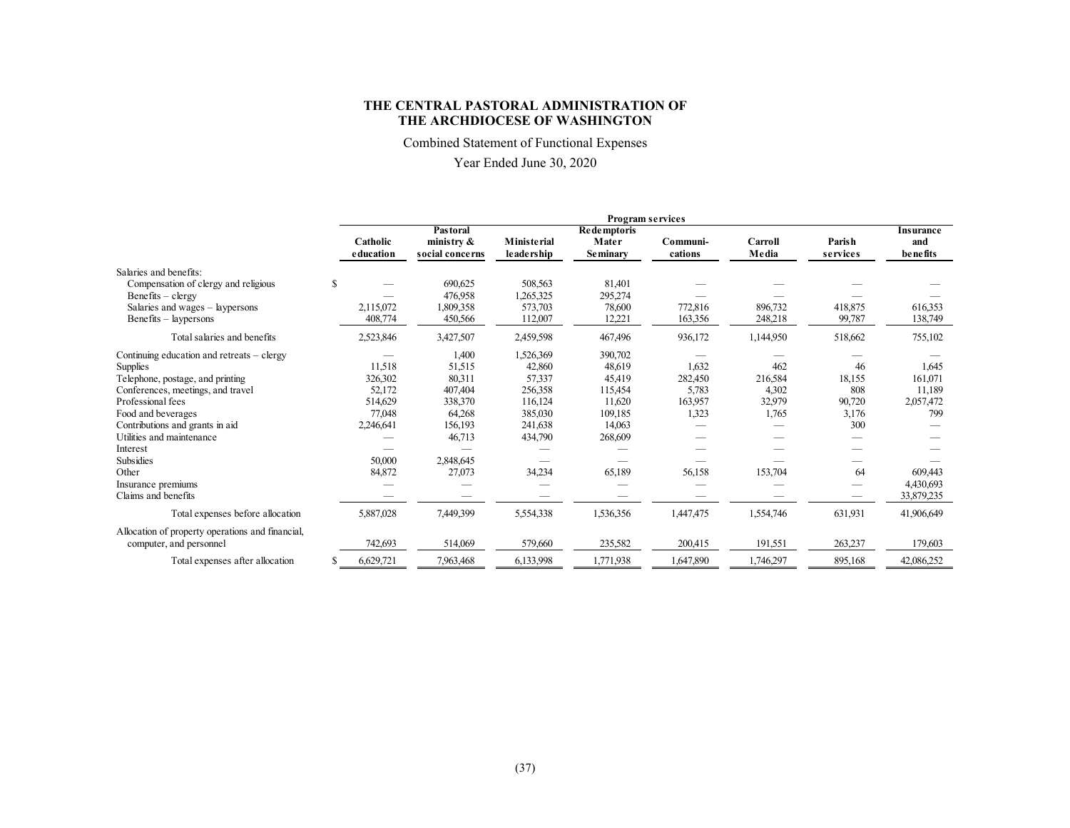**THE CENTRAL PASTORAL ADMINISTRATION OF THE ARCHDIOCESE OF WASHINGTON**

Combined Statement of Functional Expenses

Year Ended June 30, 2020

| | Program services | | | | | | | |
|---|---|---|---|---|---|---|---|---|
| | Catholic education | Pastoral ministry & social concerns | Ministerial leadership | Redemptoris Mater Seminary | Communi-cations | Carroll Media | Parish services | Insurance and benefits |
| Salaries and benefits: | | | | | | | | |
| Compensation of clergy and religious | $ — | 690,625 | 508,563 | 81,401 | — | — | — | — |
| Benefits – clergy | — | 476,958 | 1,265,325 | 295,274 | — | — | — | — |
| Salaries and wages – laypersons | 2,115,072 | 1,809,358 | 573,703 | 78,600 | 772,816 | 896,732 | 418,875 | 616,353 |
| Benefits – laypersons | 408,774 | 450,566 | 112,007 | 12,221 | 163,356 | 248,218 | 99,787 | 138,749 |
| Total salaries and benefits | 2,523,846 | 3,427,507 | 2,459,598 | 467,496 | 936,172 | 1,144,950 | 518,662 | 755,102 |
| Continuing education and retreats – clergy | — | 1,400 | 1,526,369 | 390,702 | — | — | — | — |
| Supplies | 11,518 | 51,515 | 42,860 | 48,619 | 1,632 | 462 | 46 | 1,645 |
| Telephone, postage, and printing | 326,302 | 80,311 | 57,337 | 45,419 | 282,450 | 216,584 | 18,155 | 161,071 |
| Conferences, meetings, and travel | 52,172 | 407,404 | 256,358 | 115,454 | 5,783 | 4,302 | 808 | 11,189 |
| Professional fees | 514,629 | 338,370 | 116,124 | 11,620 | 163,957 | 32,979 | 90,720 | 2,057,472 |
| Food and beverages | 77,048 | 64,268 | 385,030 | 109,185 | 1,323 | 1,765 | 3,176 | 799 |
| Contributions and grants in aid | 2,246,641 | 156,193 | 241,638 | 14,063 | — | — | 300 | — |
| Utilities and maintenance | — | 46,713 | 434,790 | 268,609 | — | — | — | — |
| Interest | — | — | — | — | — | — | — | — |
| Subsidies | 50,000 | 2,848,645 | — | — | — | — | — | — |
| Other | 84,872 | 27,073 | 34,234 | 65,189 | 56,158 | 153,704 | 64 | 609,443 |
| Insurance premiums | — | — | — | — | — | — | — | 4,430,693 |
| Claims and benefits | — | — | — | — | — | — | — | 33,879,235 |
| Total expenses before allocation | 5,887,028 | 7,449,399 | 5,554,338 | 1,536,356 | 1,447,475 | 1,554,746 | 631,931 | 41,906,649 |
| Allocation of property operations and financial, computer, and personnel | 742,693 | 514,069 | 579,660 | 235,582 | 200,415 | 191,551 | 263,237 | 179,603 |
| Total expenses after allocation | $ 6,629,721 | 7,963,468 | 6,133,998 | 1,771,938 | 1,647,890 | 1,746,297 | 895,168 | 42,086,252 |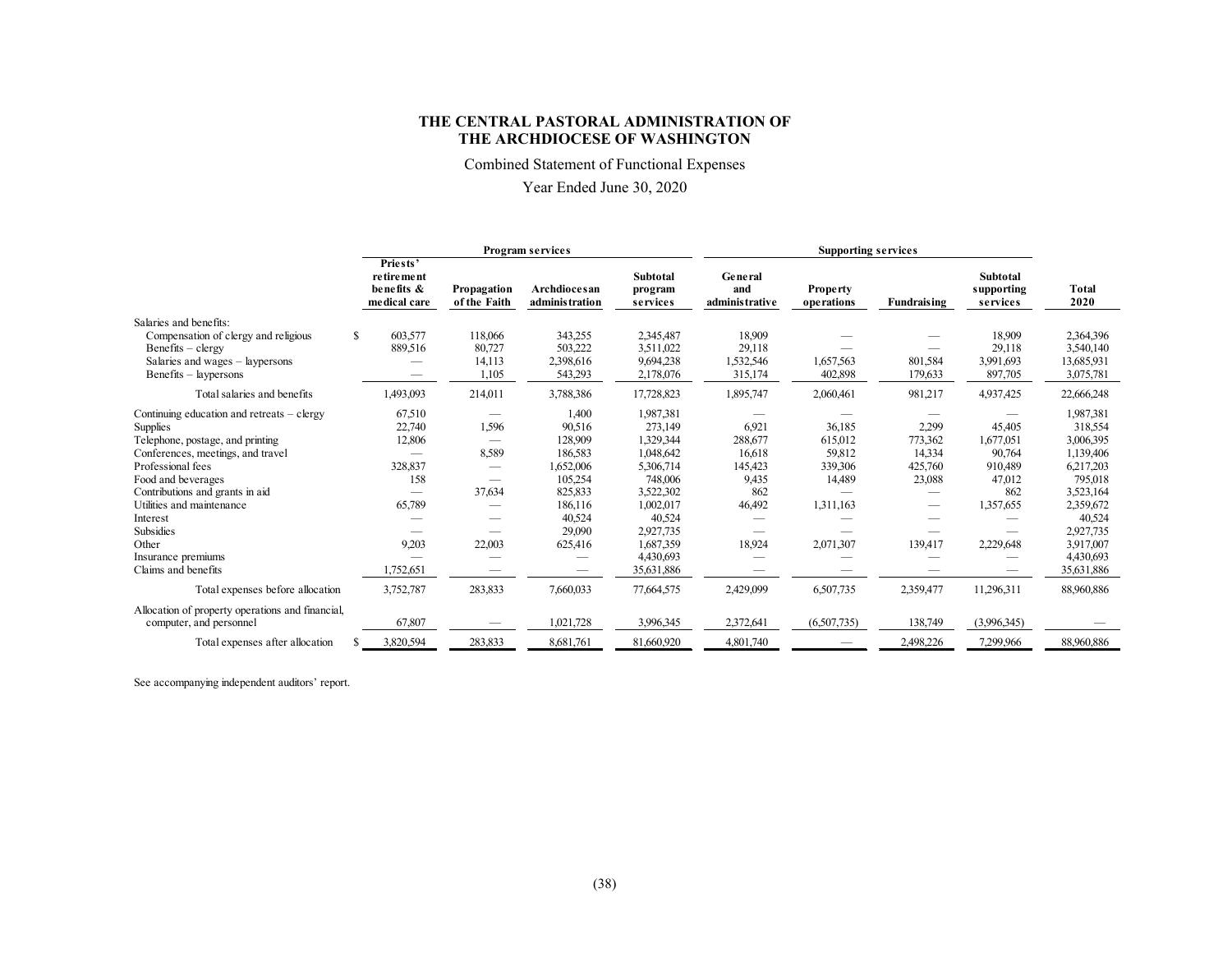**THE CENTRAL PASTORAL ADMINISTRATION OF THE ARCHDIOCESE OF WASHINGTON**

Combined Statement of Functional Expenses

Year Ended June 30, 2020

| | Program services | | | | Supporting services | | | | |
|---|---|---|---|---|---|---|---|---|---|
| | Priests' retirement benefits & medical care | Propagation of the Faith | Archdiocesan administration | Subtotal program services | General and administrative | Property operations | Fundraising | Subtotal supporting services | Total 2020 |
| Salaries and benefits: | | | | | | | | | |
| Compensation of clergy and religious | $ 603,577 | 118,066 | 343,255 | 2,345,487 | 18,909 | — | — | 18,909 | 2,364,396 |
| Benefits – clergy | 889,516 | 80,727 | 503,222 | 3,511,022 | 29,118 | — | — | 29,118 | 3,540,140 |
| Salaries and wages – laypersons | — | 14,113 | 2,398,616 | 9,694,238 | 1,532,546 | 1,657,563 | 801,584 | 3,991,693 | 13,685,931 |
| Benefits – laypersons | — | 1,105 | 543,293 | 2,178,076 | 315,174 | 402,898 | 179,633 | 897,705 | 3,075,781 |
| Total salaries and benefits | 1,493,093 | 214,011 | 3,788,386 | 17,728,823 | 1,895,747 | 2,060,461 | 981,217 | 4,937,425 | 22,666,248 |
| Continuing education and retreats – clergy | 67,510 | — | 1,400 | 1,987,381 | — | — | — | — | 1,987,381 |
| Supplies | 22,740 | 1,596 | 90,516 | 273,149 | 6,921 | 36,185 | 2,299 | 45,405 | 318,554 |
| Telephone, postage, and printing | 12,806 | — | 128,909 | 1,329,344 | 288,677 | 615,012 | 773,362 | 1,677,051 | 3,006,395 |
| Conferences, meetings, and travel | — | 8,589 | 186,583 | 1,048,642 | 16,618 | 59,812 | 14,334 | 90,764 | 1,139,406 |
| Professional fees | 328,837 | — | 1,652,006 | 5,306,714 | 145,423 | 339,306 | 425,760 | 910,489 | 6,217,203 |
| Food and beverages | 158 | — | 105,254 | 748,006 | 9,435 | 14,489 | 23,088 | 47,012 | 795,018 |
| Contributions and grants in aid | — | 37,634 | 825,833 | 3,522,302 | 862 | — | — | 862 | 3,523,164 |
| Utilities and maintenance | 65,789 | — | 186,116 | 1,002,017 | 46,492 | 1,311,163 | — | 1,357,655 | 2,359,672 |
| Interest | — | — | 40,524 | 40,524 | — | — | — | — | 40,524 |
| Subsidies | — | — | 29,090 | 2,927,735 | — | — | — | — | 2,927,735 |
| Other | 9,203 | 22,003 | 625,416 | 1,687,359 | 18,924 | 2,071,307 | 139,417 | 2,229,648 | 3,917,007 |
| Insurance premiums | — | — | — | 4,430,693 | — | — | — | — | 4,430,693 |
| Claims and benefits | 1,752,651 | — | — | 35,631,886 | — | — | — | — | 35,631,886 |
| Total expenses before allocation | 3,752,787 | 283,833 | 7,660,033 | 77,664,575 | 2,429,099 | 6,507,735 | 2,359,477 | 11,296,311 | 88,960,886 |
| Allocation of property operations and financial, computer, and personnel | 67,807 | — | 1,021,728 | 3,996,345 | 2,372,641 | (6,507,735) | 138,749 | (3,996,345) | — |
| Total expenses after allocation | $ 3,820,594 | 283,833 | 8,681,761 | 81,660,920 | 4,801,740 | — | 2,498,226 | 7,299,966 | 88,960,886 |

See accompanying independent auditors' report.